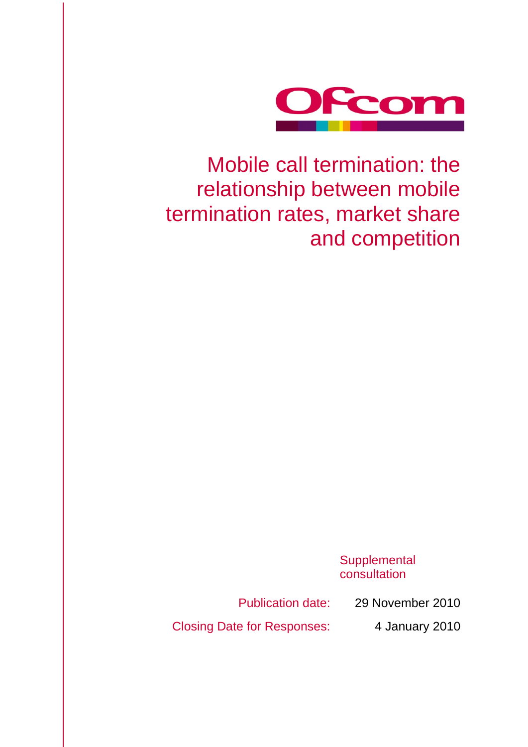Ofcom

# Mobile call termination: the relationship between mobile termination rates, market share and competition

Supplemental consultation

Publication date: 29 November 2010

Closing Date for Responses: 4 January 2010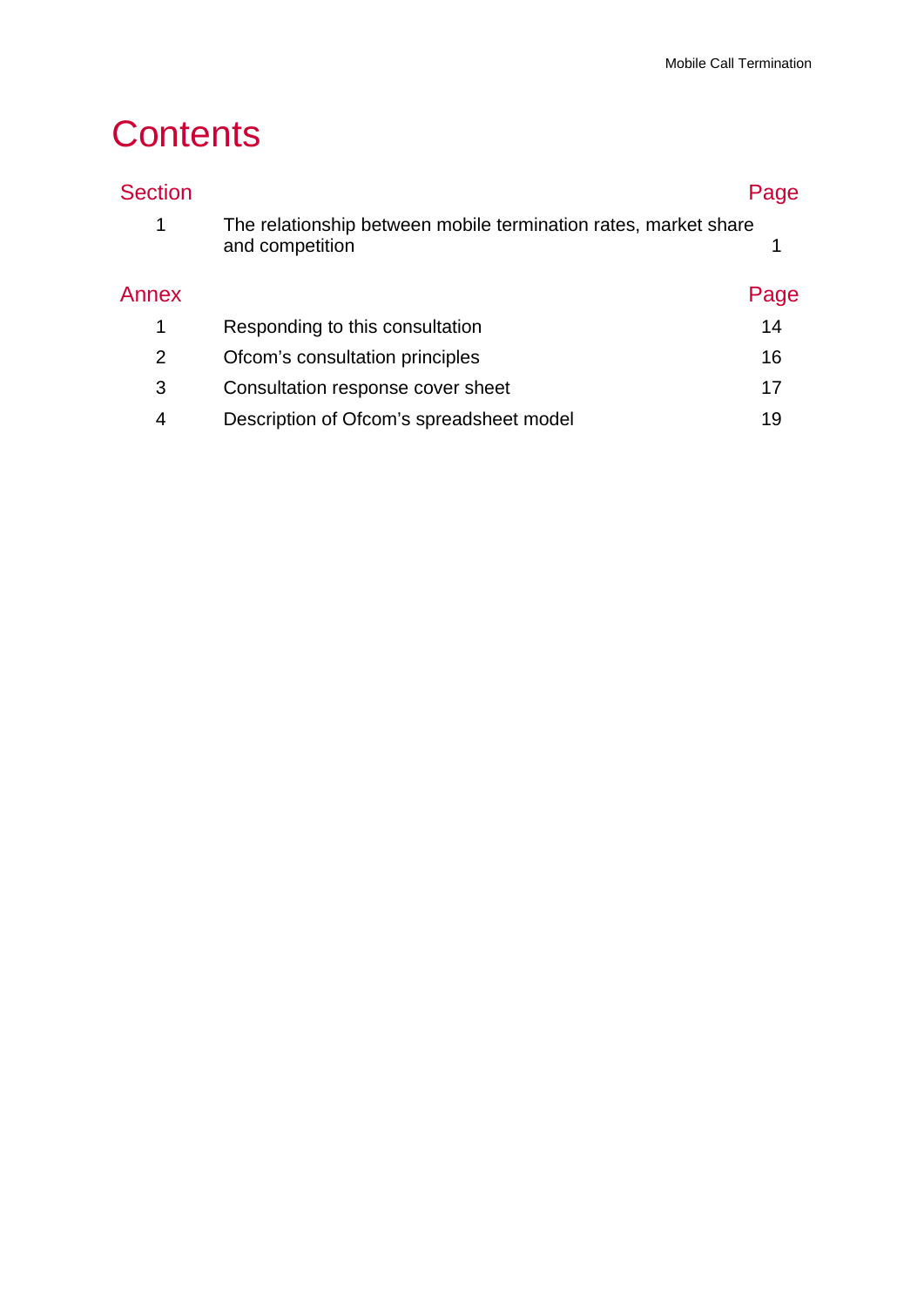# Contents

| Section | | Page |
|---|---|---|
| 1 | The relationship between mobile termination rates, market share and competition | 1 |

| Annex | | Page |
|---|---|---|
| 1 | Responding to this consultation | 14 |
| 2 | Ofcom's consultation principles | 16 |
| 3 | Consultation response cover sheet | 17 |
| 4 | Description of Ofcom's spreadsheet model | 19 |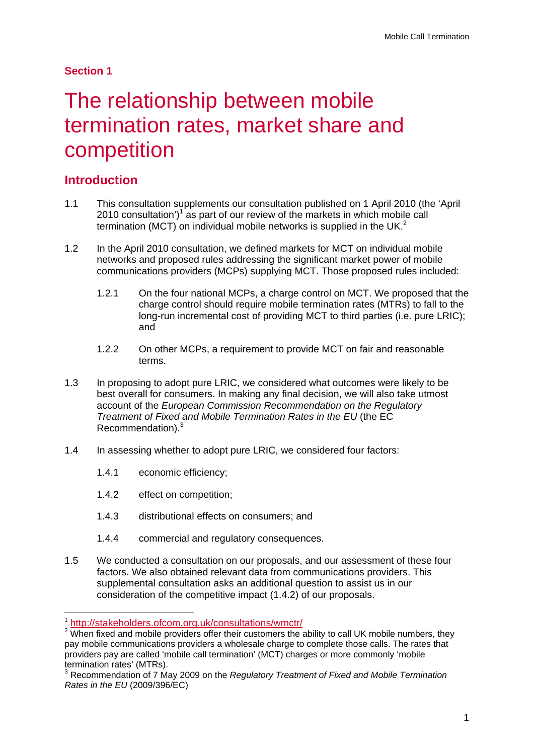## Section 1

# The relationship between mobile termination rates, market share and competition

## Introduction

1.1 This consultation supplements our consultation published on 1 April 2010 (the 'April 2010 consultation')[1] as part of our review of the markets in which mobile call termination (MCT) on individual mobile networks is supplied in the UK.[2]

1.2 In the April 2010 consultation, we defined markets for MCT on individual mobile networks and proposed rules addressing the significant market power of mobile communications providers (MCPs) supplying MCT. Those proposed rules included:

1.2.1 On the four national MCPs, a charge control on MCT. We proposed that the charge control should require mobile termination rates (MTRs) to fall to the long-run incremental cost of providing MCT to third parties (i.e. pure LRIC); and

1.2.2 On other MCPs, a requirement to provide MCT on fair and reasonable terms.

1.3 In proposing to adopt pure LRIC, we considered what outcomes were likely to be best overall for consumers. In making any final decision, we will also take utmost account of the *European Commission Recommendation on the Regulatory Treatment of Fixed and Mobile Termination Rates in the EU* (the EC Recommendation).[3]

1.4 In assessing whether to adopt pure LRIC, we considered four factors:

1.4.1 economic efficiency;

1.4.2 effect on competition;

1.4.3 distributional effects on consumers; and

1.4.4 commercial and regulatory consequences.

1.5 We conducted a consultation on our proposals, and our assessment of these four factors. We also obtained relevant data from communications providers. This supplemental consultation asks an additional question to assist us in our consideration of the competitive impact (1.4.2) of our proposals.

---

[1] http://stakeholders.ofcom.org.uk/consultations/wmctr/

[2] When fixed and mobile providers offer their customers the ability to call UK mobile numbers, they pay mobile communications providers a wholesale charge to complete those calls. The rates that providers pay are called 'mobile call termination' (MCT) charges or more commonly 'mobile termination rates' (MTRs).

[3] Recommendation of 7 May 2009 on the *Regulatory Treatment of Fixed and Mobile Termination Rates in the EU* (2009/396/EC)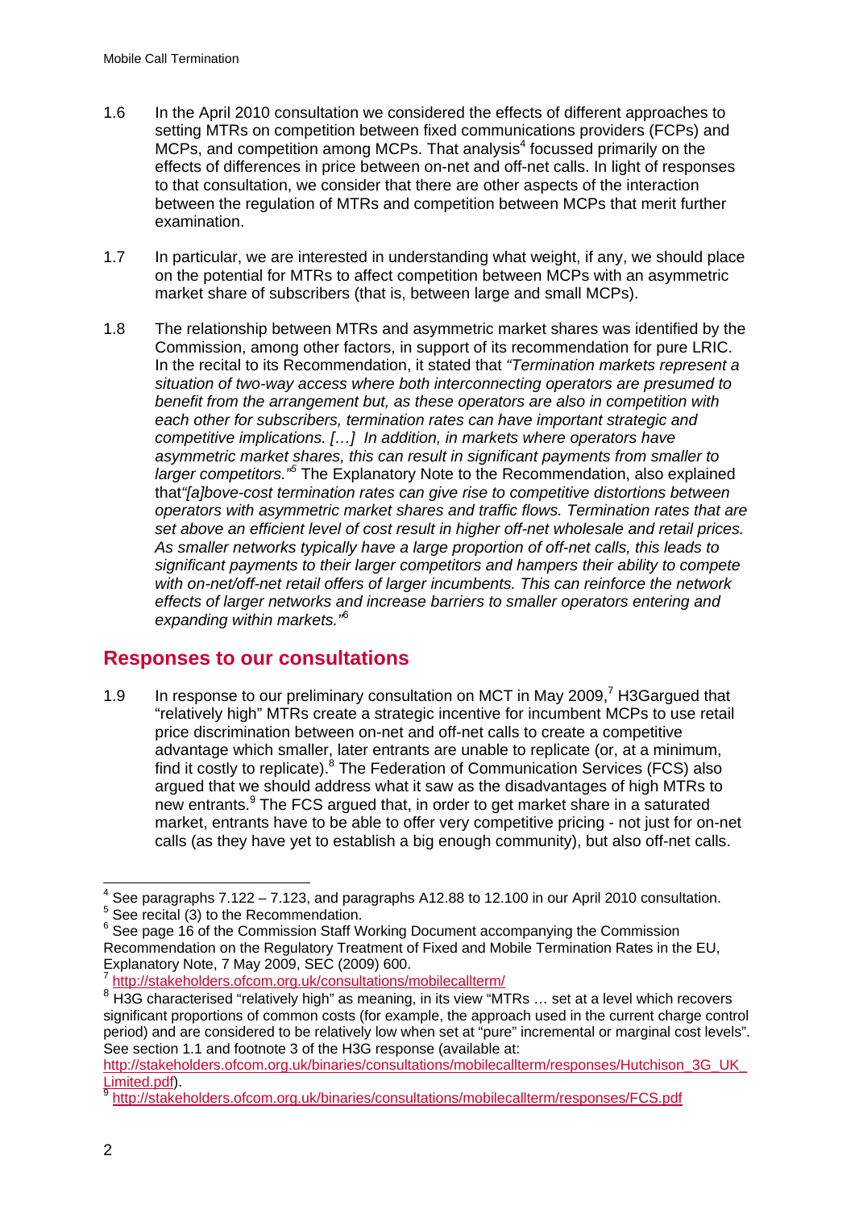1.6 In the April 2010 consultation we considered the effects of different approaches to setting MTRs on competition between fixed communications providers (FCPs) and MCPs, and competition among MCPs. That analysis[4] focussed primarily on the effects of differences in price between on-net and off-net calls. In light of responses to that consultation, we consider that there are other aspects of the interaction between the regulation of MTRs and competition between MCPs that merit further examination.

1.7 In particular, we are interested in understanding what weight, if any, we should place on the potential for MTRs to affect competition between MCPs with an asymmetric market share of subscribers (that is, between large and small MCPs).

1.8 The relationship between MTRs and asymmetric market shares was identified by the Commission, among other factors, in support of its recommendation for pure LRIC. In the recital to its Recommendation, it stated that *"Termination markets represent a situation of two-way access where both interconnecting operators are presumed to benefit from the arrangement but, as these operators are also in competition with each other for subscribers, termination rates can have important strategic and competitive implications. […] In addition, in markets where operators have asymmetric market shares, this can result in significant payments from smaller to larger competitors."*[5] The Explanatory Note to the Recommendation, also explained that*"[a]bove-cost termination rates can give rise to competitive distortions between operators with asymmetric market shares and traffic flows. Termination rates that are set above an efficient level of cost result in higher off-net wholesale and retail prices. As smaller networks typically have a large proportion of off-net calls, this leads to significant payments to their larger competitors and hampers their ability to compete with on-net/off-net retail offers of larger incumbents. This can reinforce the network effects of larger networks and increase barriers to smaller operators entering and expanding within markets."*[6]

## Responses to our consultations

1.9 In response to our preliminary consultation on MCT in May 2009,[7] H3Gargued that "relatively high" MTRs create a strategic incentive for incumbent MCPs to use retail price discrimination between on-net and off-net calls to create a competitive advantage which smaller, later entrants are unable to replicate (or, at a minimum, find it costly to replicate).[8] The Federation of Communication Services (FCS) also argued that we should address what it saw as the disadvantages of high MTRs to new entrants.[9] The FCS argued that, in order to get market share in a saturated market, entrants have to be able to offer very competitive pricing - not just for on-net calls (as they have yet to establish a big enough community), but also off-net calls.

---

[4] See paragraphs 7.122 – 7.123, and paragraphs A12.88 to 12.100 in our April 2010 consultation.

[5] See recital (3) to the Recommendation.

[6] See page 16 of the Commission Staff Working Document accompanying the Commission Recommendation on the Regulatory Treatment of Fixed and Mobile Termination Rates in the EU, Explanatory Note, 7 May 2009, SEC (2009) 600.

[7] http://stakeholders.ofcom.org.uk/consultations/mobilecallterm/

[8] H3G characterised "relatively high" as meaning, in its view "MTRs … set at a level which recovers significant proportions of common costs (for example, the approach used in the current charge control period) and are considered to be relatively low when set at "pure" incremental or marginal cost levels". See section 1.1 and footnote 3 of the H3G response (available at: http://stakeholders.ofcom.org.uk/binaries/consultations/mobilecallterm/responses/Hutchison_3G_UK_Limited.pdf).

[9] http://stakeholders.ofcom.org.uk/binaries/consultations/mobilecallterm/responses/FCS.pdf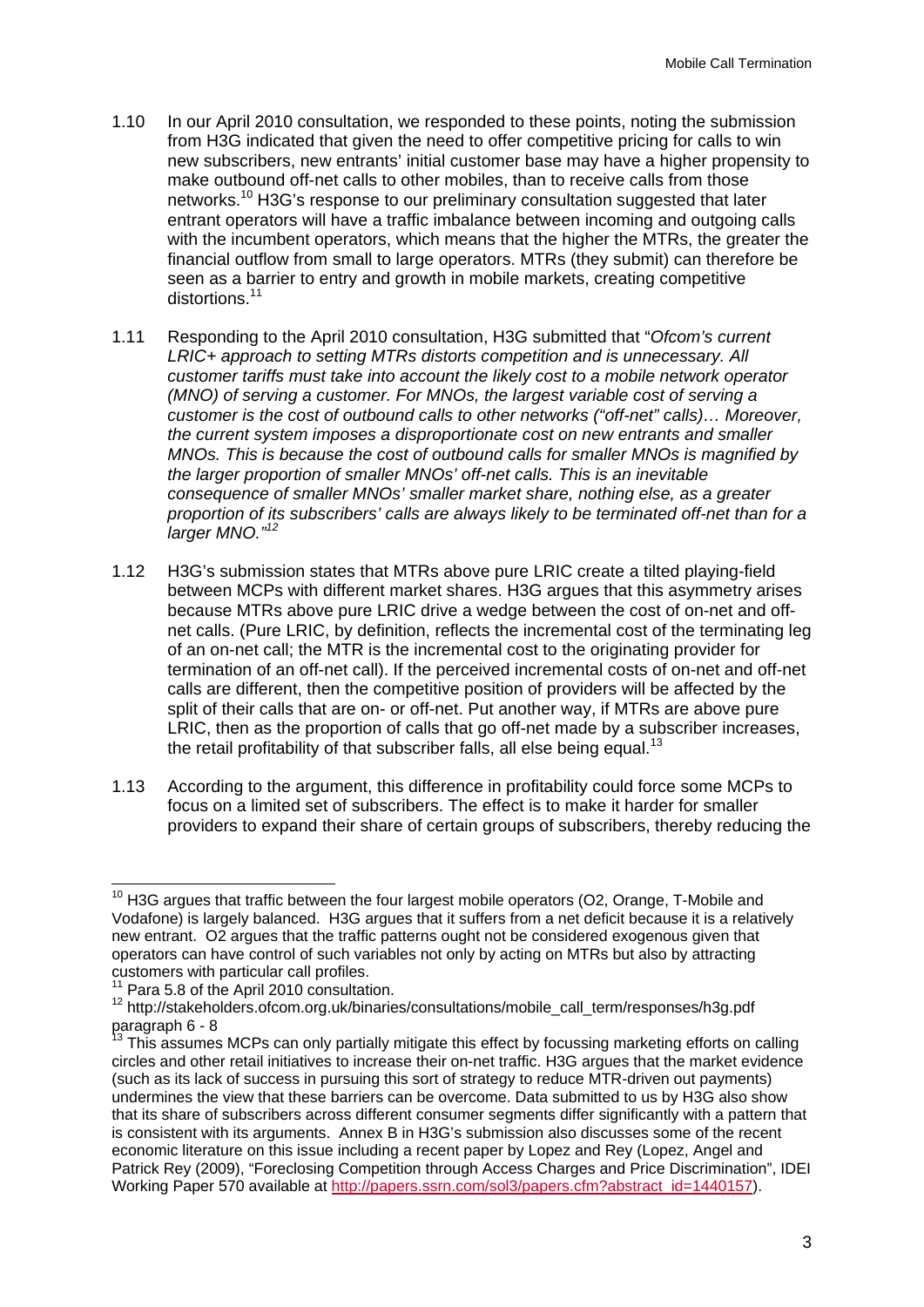1.10 In our April 2010 consultation, we responded to these points, noting the submission from H3G indicated that given the need to offer competitive pricing for calls to win new subscribers, new entrants' initial customer base may have a higher propensity to make outbound off-net calls to other mobiles, than to receive calls from those networks.[10] H3G's response to our preliminary consultation suggested that later entrant operators will have a traffic imbalance between incoming and outgoing calls with the incumbent operators, which means that the higher the MTRs, the greater the financial outflow from small to large operators. MTRs (they submit) can therefore be seen as a barrier to entry and growth in mobile markets, creating competitive distortions.[11]

1.11 Responding to the April 2010 consultation, H3G submitted that "*Ofcom's current LRIC+ approach to setting MTRs distorts competition and is unnecessary. All customer tariffs must take into account the likely cost to a mobile network operator (MNO) of serving a customer. For MNOs, the largest variable cost of serving a customer is the cost of outbound calls to other networks ("off-net" calls)… Moreover, the current system imposes a disproportionate cost on new entrants and smaller MNOs. This is because the cost of outbound calls for smaller MNOs is magnified by the larger proportion of smaller MNOs' off-net calls. This is an inevitable consequence of smaller MNOs' smaller market share, nothing else, as a greater proportion of its subscribers' calls are always likely to be terminated off-net than for a larger MNO.*"[12]

1.12 H3G's submission states that MTRs above pure LRIC create a tilted playing-field between MCPs with different market shares. H3G argues that this asymmetry arises because MTRs above pure LRIC drive a wedge between the cost of on-net and off-net calls. (Pure LRIC, by definition, reflects the incremental cost of the terminating leg of an on-net call; the MTR is the incremental cost to the originating provider for termination of an off-net call). If the perceived incremental costs of on-net and off-net calls are different, then the competitive position of providers will be affected by the split of their calls that are on- or off-net. Put another way, if MTRs are above pure LRIC, then as the proportion of calls that go off-net made by a subscriber increases, the retail profitability of that subscriber falls, all else being equal.[13]

1.13 According to the argument, this difference in profitability could force some MCPs to focus on a limited set of subscribers. The effect is to make it harder for smaller providers to expand their share of certain groups of subscribers, thereby reducing the

---

[10] H3G argues that traffic between the four largest mobile operators (O2, Orange, T-Mobile and Vodafone) is largely balanced. H3G argues that it suffers from a net deficit because it is a relatively new entrant. O2 argues that the traffic patterns ought not be considered exogenous given that operators can have control of such variables not only by acting on MTRs but also by attracting customers with particular call profiles.

[11] Para 5.8 of the April 2010 consultation.

[12] http://stakeholders.ofcom.org.uk/binaries/consultations/mobile_call_term/responses/h3g.pdf paragraph 6 - 8

[13] This assumes MCPs can only partially mitigate this effect by focussing marketing efforts on calling circles and other retail initiatives to increase their on-net traffic. H3G argues that the market evidence (such as its lack of success in pursuing this sort of strategy to reduce MTR-driven out payments) undermines the view that these barriers can be overcome. Data submitted to us by H3G also show that its share of subscribers across different consumer segments differ significantly with a pattern that is consistent with its arguments. Annex B in H3G's submission also discusses some of the recent economic literature on this issue including a recent paper by Lopez and Rey (Lopez, Angel and Patrick Rey (2009), "Foreclosing Competition through Access Charges and Price Discrimination", IDEI Working Paper 570 available at http://papers.ssrn.com/sol3/papers.cfm?abstract_id=1440157).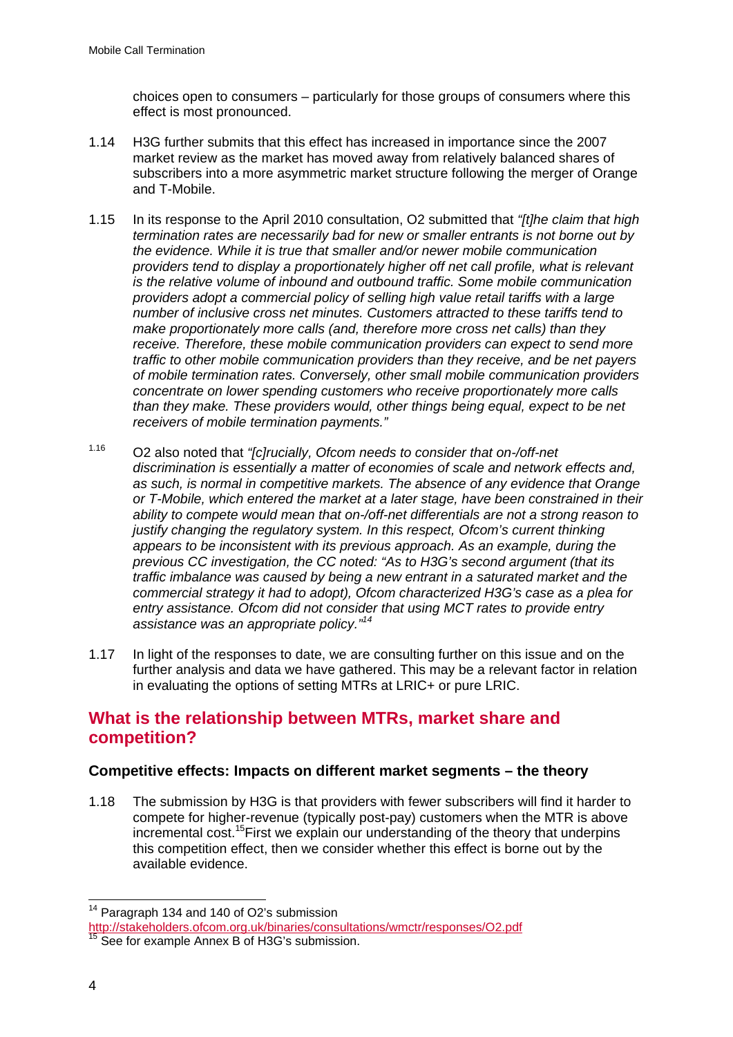choices open to consumers – particularly for those groups of consumers where this effect is most pronounced.

1.14 H3G further submits that this effect has increased in importance since the 2007 market review as the market has moved away from relatively balanced shares of subscribers into a more asymmetric market structure following the merger of Orange and T-Mobile.

1.15 In its response to the April 2010 consultation, O2 submitted that *"[t]he claim that high termination rates are necessarily bad for new or smaller entrants is not borne out by the evidence. While it is true that smaller and/or newer mobile communication providers tend to display a proportionately higher off net call profile, what is relevant is the relative volume of inbound and outbound traffic. Some mobile communication providers adopt a commercial policy of selling high value retail tariffs with a large number of inclusive cross net minutes. Customers attracted to these tariffs tend to make proportionately more calls (and, therefore more cross net calls) than they receive. Therefore, these mobile communication providers can expect to send more traffic to other mobile communication providers than they receive, and be net payers of mobile termination rates. Conversely, other small mobile communication providers concentrate on lower spending customers who receive proportionately more calls than they make. These providers would, other things being equal, expect to be net receivers of mobile termination payments."*

1.16 O2 also noted that *"[c]rucially, Ofcom needs to consider that on-/off-net discrimination is essentially a matter of economies of scale and network effects and, as such, is normal in competitive markets. The absence of any evidence that Orange or T-Mobile, which entered the market at a later stage, have been constrained in their ability to compete would mean that on-/off-net differentials are not a strong reason to justify changing the regulatory system. In this respect, Ofcom's current thinking appears to be inconsistent with its previous approach. As an example, during the previous CC investigation, the CC noted: "As to H3G's second argument (that its traffic imbalance was caused by being a new entrant in a saturated market and the commercial strategy it had to adopt), Ofcom characterized H3G's case as a plea for entry assistance. Ofcom did not consider that using MCT rates to provide entry assistance was an appropriate policy."*[14]

1.17 In light of the responses to date, we are consulting further on this issue and on the further analysis and data we have gathered. This may be a relevant factor in relation in evaluating the options of setting MTRs at LRIC+ or pure LRIC.

## What is the relationship between MTRs, market share and competition?

### Competitive effects: Impacts on different market segments – the theory

1.18 The submission by H3G is that providers with fewer subscribers will find it harder to compete for higher-revenue (typically post-pay) customers when the MTR is above incremental cost.[15] First we explain our understanding of the theory that underpins this competition effect, then we consider whether this effect is borne out by the available evidence.

---

[14] Paragraph 134 and 140 of O2's submission http://stakeholders.ofcom.org.uk/binaries/consultations/wmctr/responses/O2.pdf

[15] See for example Annex B of H3G's submission.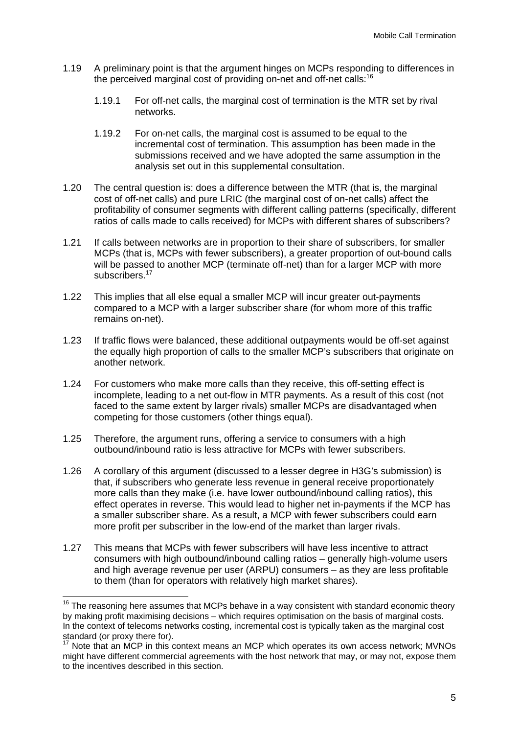1.19 A preliminary point is that the argument hinges on MCPs responding to differences in the perceived marginal cost of providing on-net and off-net calls:[16]

1.19.1 For off-net calls, the marginal cost of termination is the MTR set by rival networks.

1.19.2 For on-net calls, the marginal cost is assumed to be equal to the incremental cost of termination. This assumption has been made in the submissions received and we have adopted the same assumption in the analysis set out in this supplemental consultation.

1.20 The central question is: does a difference between the MTR (that is, the marginal cost of off-net calls) and pure LRIC (the marginal cost of on-net calls) affect the profitability of consumer segments with different calling patterns (specifically, different ratios of calls made to calls received) for MCPs with different shares of subscribers?

1.21 If calls between networks are in proportion to their share of subscribers, for smaller MCPs (that is, MCPs with fewer subscribers), a greater proportion of out-bound calls will be passed to another MCP (terminate off-net) than for a larger MCP with more subscribers.[17]

1.22 This implies that all else equal a smaller MCP will incur greater out-payments compared to a MCP with a larger subscriber share (for whom more of this traffic remains on-net).

1.23 If traffic flows were balanced, these additional outpayments would be off-set against the equally high proportion of calls to the smaller MCP's subscribers that originate on another network.

1.24 For customers who make more calls than they receive, this off-setting effect is incomplete, leading to a net out-flow in MTR payments. As a result of this cost (not faced to the same extent by larger rivals) smaller MCPs are disadvantaged when competing for those customers (other things equal).

1.25 Therefore, the argument runs, offering a service to consumers with a high outbound/inbound ratio is less attractive for MCPs with fewer subscribers.

1.26 A corollary of this argument (discussed to a lesser degree in H3G's submission) is that, if subscribers who generate less revenue in general receive proportionately more calls than they make (i.e. have lower outbound/inbound calling ratios), this effect operates in reverse. This would lead to higher net in-payments if the MCP has a smaller subscriber share. As a result, a MCP with fewer subscribers could earn more profit per subscriber in the low-end of the market than larger rivals.

1.27 This means that MCPs with fewer subscribers will have less incentive to attract consumers with high outbound/inbound calling ratios – generally high-volume users and high average revenue per user (ARPU) consumers – as they are less profitable to them (than for operators with relatively high market shares).

[16] The reasoning here assumes that MCPs behave in a way consistent with standard economic theory by making profit maximising decisions – which requires optimisation on the basis of marginal costs. In the context of telecoms networks costing, incremental cost is typically taken as the marginal cost standard (or proxy there for).

[17] Note that an MCP in this context means an MCP which operates its own access network; MVNOs might have different commercial agreements with the host network that may, or may not, expose them to the incentives described in this section.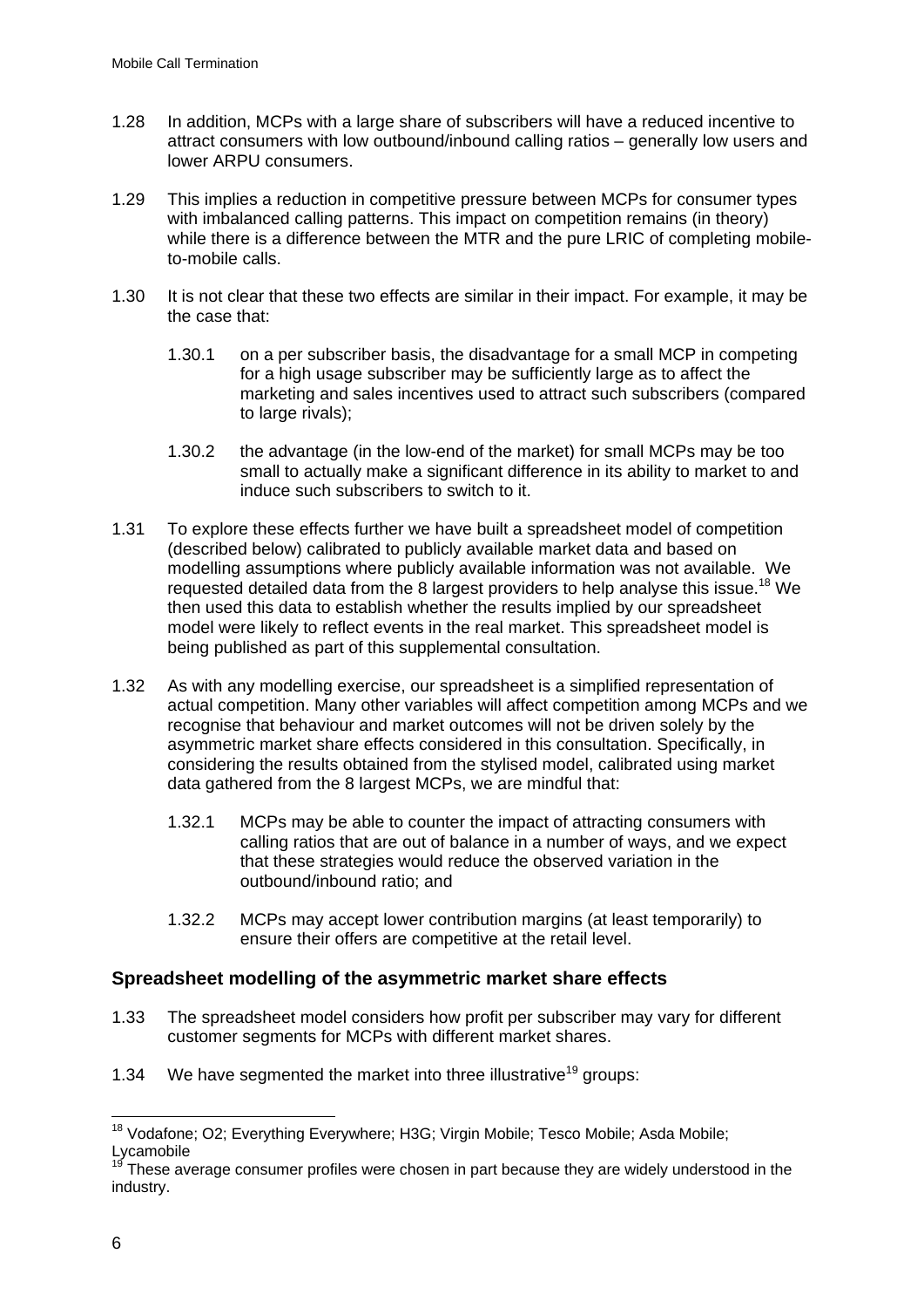1.28 In addition, MCPs with a large share of subscribers will have a reduced incentive to attract consumers with low outbound/inbound calling ratios – generally low users and lower ARPU consumers.

1.29 This implies a reduction in competitive pressure between MCPs for consumer types with imbalanced calling patterns. This impact on competition remains (in theory) while there is a difference between the MTR and the pure LRIC of completing mobile-to-mobile calls.

1.30 It is not clear that these two effects are similar in their impact. For example, it may be the case that:

1.30.1 on a per subscriber basis, the disadvantage for a small MCP in competing for a high usage subscriber may be sufficiently large as to affect the marketing and sales incentives used to attract such subscribers (compared to large rivals);

1.30.2 the advantage (in the low-end of the market) for small MCPs may be too small to actually make a significant difference in its ability to market to and induce such subscribers to switch to it.

1.31 To explore these effects further we have built a spreadsheet model of competition (described below) calibrated to publicly available market data and based on modelling assumptions where publicly available information was not available. We requested detailed data from the 8 largest providers to help analyse this issue.[18] We then used this data to establish whether the results implied by our spreadsheet model were likely to reflect events in the real market. This spreadsheet model is being published as part of this supplemental consultation.

1.32 As with any modelling exercise, our spreadsheet is a simplified representation of actual competition. Many other variables will affect competition among MCPs and we recognise that behaviour and market outcomes will not be driven solely by the asymmetric market share effects considered in this consultation. Specifically, in considering the results obtained from the stylised model, calibrated using market data gathered from the 8 largest MCPs, we are mindful that:

1.32.1 MCPs may be able to counter the impact of attracting consumers with calling ratios that are out of balance in a number of ways, and we expect that these strategies would reduce the observed variation in the outbound/inbound ratio; and

1.32.2 MCPs may accept lower contribution margins (at least temporarily) to ensure their offers are competitive at the retail level.

## Spreadsheet modelling of the asymmetric market share effects

1.33 The spreadsheet model considers how profit per subscriber may vary for different customer segments for MCPs with different market shares.

1.34 We have segmented the market into three illustrative[19] groups:

---

[18] Vodafone; O2; Everything Everywhere; H3G; Virgin Mobile; Tesco Mobile; Asda Mobile; Lycamobile

[19] These average consumer profiles were chosen in part because they are widely understood in the industry.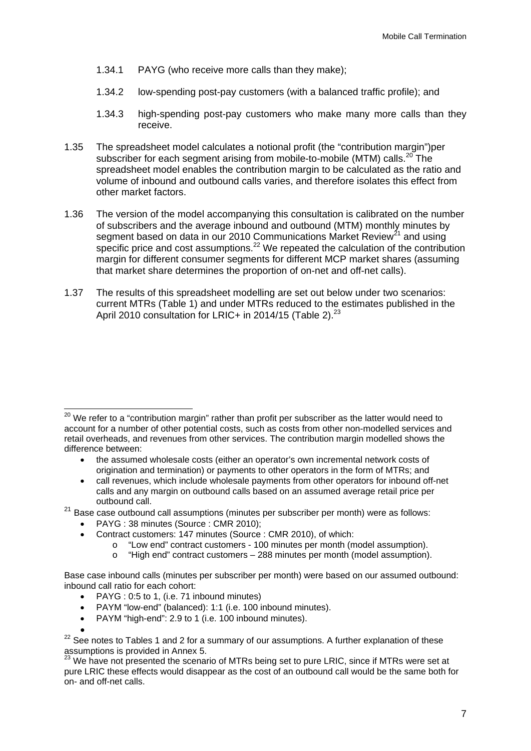1.34.1 PAYG (who receive more calls than they make);

1.34.2 low-spending post-pay customers (with a balanced traffic profile); and

1.34.3 high-spending post-pay customers who make many more calls than they receive.

1.35 The spreadsheet model calculates a notional profit (the "contribution margin")per subscriber for each segment arising from mobile-to-mobile (MTM) calls.[20] The spreadsheet model enables the contribution margin to be calculated as the ratio and volume of inbound and outbound calls varies, and therefore isolates this effect from other market factors.

1.36 The version of the model accompanying this consultation is calibrated on the number of subscribers and the average inbound and outbound (MTM) monthly minutes by segment based on data in our 2010 Communications Market Review[21] and using specific price and cost assumptions.[22] We repeated the calculation of the contribution margin for different consumer segments for different MCP market shares (assuming that market share determines the proportion of on-net and off-net calls).

1.37 The results of this spreadsheet modelling are set out below under two scenarios: current MTRs (Table 1) and under MTRs reduced to the estimates published in the April 2010 consultation for LRIC+ in 2014/15 (Table 2).[23]

---

[20] We refer to a "contribution margin" rather than profit per subscriber as the latter would need to account for a number of other potential costs, such as costs from other non-modelled services and retail overheads, and revenues from other services. The contribution margin modelled shows the difference between:

- the assumed wholesale costs (either an operator's own incremental network costs of origination and termination) or payments to other operators in the form of MTRs; and
- call revenues, which include wholesale payments from other operators for inbound off-net calls and any margin on outbound calls based on an assumed average retail price per outbound call.

[21] Base case outbound call assumptions (minutes per subscriber per month) were as follows:

- PAYG : 38 minutes (Source : CMR 2010);
- Contract customers: 147 minutes (Source : CMR 2010), of which:
  - "Low end" contract customers - 100 minutes per month (model assumption).
  - "High end" contract customers – 288 minutes per month (model assumption).

Base case inbound calls (minutes per subscriber per month) were based on our assumed outbound: inbound call ratio for each cohort:

- PAYG : 0:5 to 1, (i.e. 71 inbound minutes)
- PAYM "low-end" (balanced): 1:1 (i.e. 100 inbound minutes).
- PAYM "high-end": 2.9 to 1 (i.e. 100 inbound minutes).

[22] See notes to Tables 1 and 2 for a summary of our assumptions. A further explanation of these assumptions is provided in Annex 5.

[23] We have not presented the scenario of MTRs being set to pure LRIC, since if MTRs were set at pure LRIC these effects would disappear as the cost of an outbound call would be the same both for on- and off-net calls.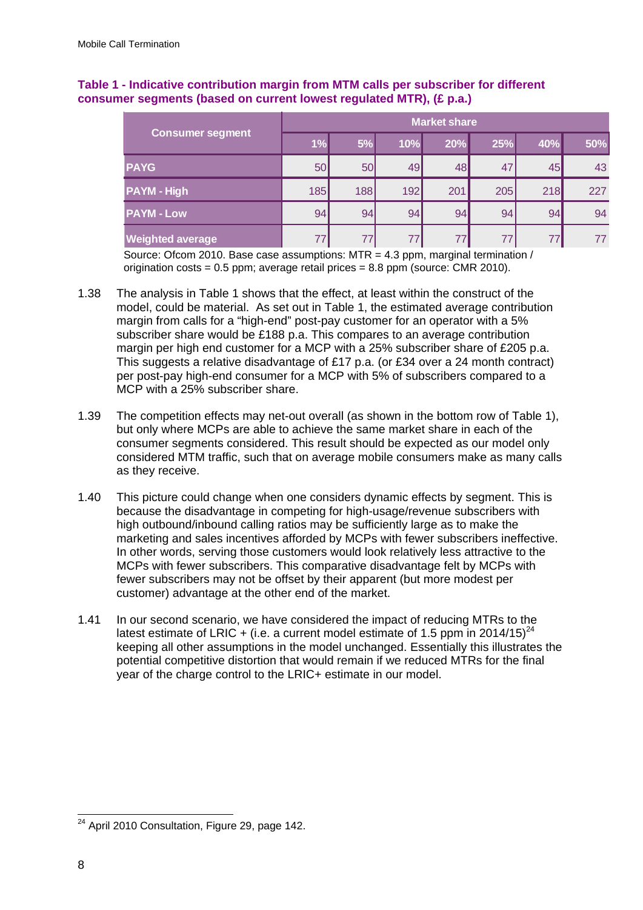**Table 1 - Indicative contribution margin from MTM calls per subscriber for different consumer segments (based on current lowest regulated MTR), (£ p.a.)**

| Consumer segment | Market share | | | | | | |
|---|---|---|---|---|---|---|---|
| | 1% | 5% | 10% | 20% | 25% | 40% | 50% |
| PAYG | 50 | 50 | 49 | 48 | 47 | 45 | 43 |
| PAYM - High | 185 | 188 | 192 | 201 | 205 | 218 | 227 |
| PAYM - Low | 94 | 94 | 94 | 94 | 94 | 94 | 94 |
| Weighted average | 77 | 77 | 77 | 77 | 77 | 77 | 77 |

Source: Ofcom 2010. Base case assumptions: MTR = 4.3 ppm, marginal termination / origination costs = 0.5 ppm; average retail prices = 8.8 ppm (source: CMR 2010).

1.38 The analysis in Table 1 shows that the effect, at least within the construct of the model, could be material. As set out in Table 1, the estimated average contribution margin from calls for a "high-end" post-pay customer for an operator with a 5% subscriber share would be £188 p.a. This compares to an average contribution margin per high end customer for a MCP with a 25% subscriber share of £205 p.a. This suggests a relative disadvantage of £17 p.a. (or £34 over a 24 month contract) per post-pay high-end consumer for a MCP with 5% of subscribers compared to a MCP with a 25% subscriber share.

1.39 The competition effects may net-out overall (as shown in the bottom row of Table 1), but only where MCPs are able to achieve the same market share in each of the consumer segments considered. This result should be expected as our model only considered MTM traffic, such that on average mobile consumers make as many calls as they receive.

1.40 This picture could change when one considers dynamic effects by segment. This is because the disadvantage in competing for high-usage/revenue subscribers with high outbound/inbound calling ratios may be sufficiently large as to make the marketing and sales incentives afforded by MCPs with fewer subscribers ineffective. In other words, serving those customers would look relatively less attractive to the MCPs with fewer subscribers. This comparative disadvantage felt by MCPs with fewer subscribers may not be offset by their apparent (but more modest per customer) advantage at the other end of the market.

1.41 In our second scenario, we have considered the impact of reducing MTRs to the latest estimate of LRIC + (i.e. a current model estimate of 1.5 ppm in 2014/15)[24] keeping all other assumptions in the model unchanged. Essentially this illustrates the potential competitive distortion that would remain if we reduced MTRs for the final year of the charge control to the LRIC+ estimate in our model.

[24] April 2010 Consultation, Figure 29, page 142.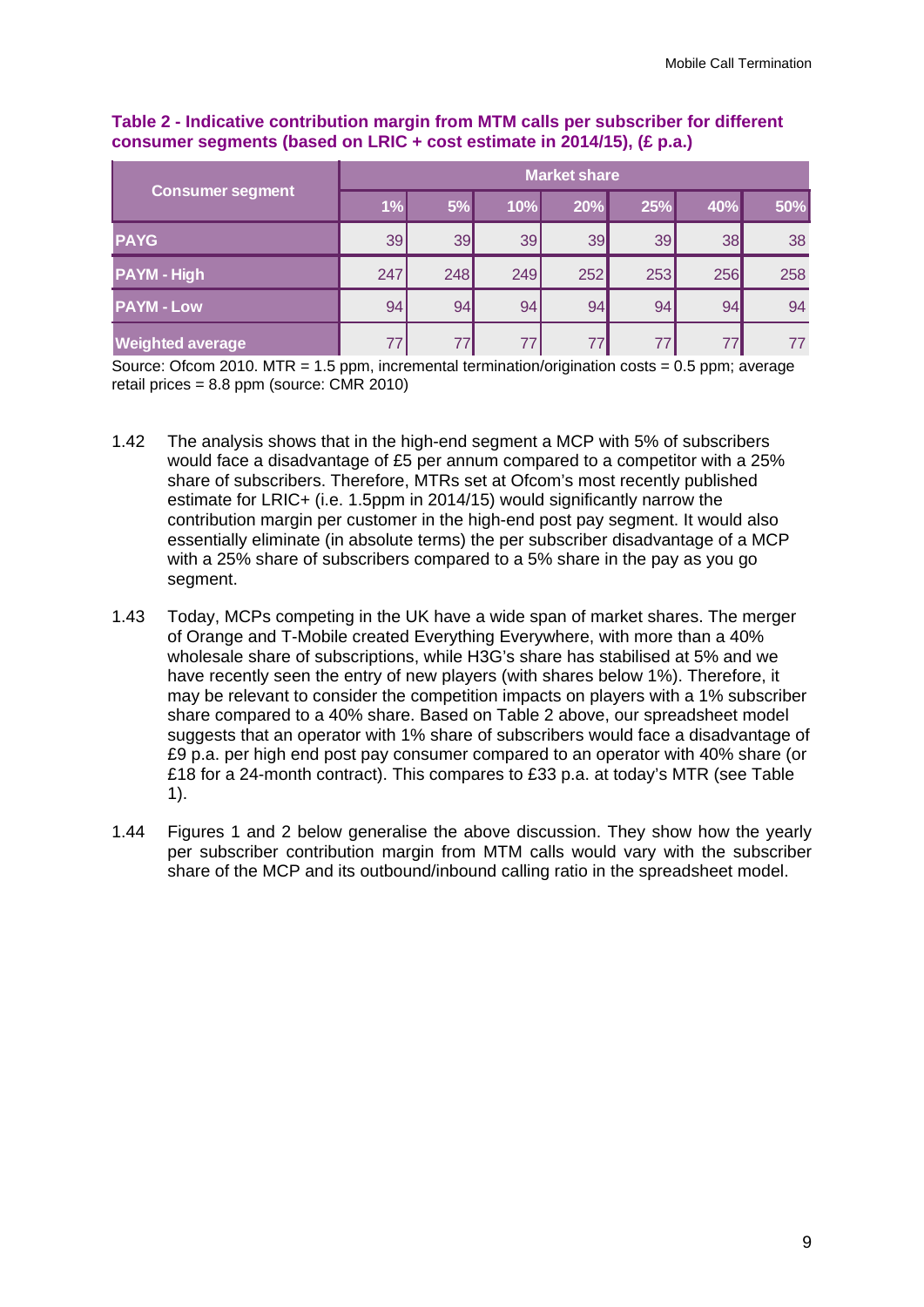**Table 2 - Indicative contribution margin from MTM calls per subscriber for different consumer segments (based on LRIC + cost estimate in 2014/15), (£ p.a.)**

| Consumer segment | Market share | | | | | | |
|---|---|---|---|---|---|---|---|
| | 1% | 5% | 10% | 20% | 25% | 40% | 50% |
| PAYG | 39 | 39 | 39 | 39 | 39 | 38 | 38 |
| PAYM - High | 247 | 248 | 249 | 252 | 253 | 256 | 258 |
| PAYM - Low | 94 | 94 | 94 | 94 | 94 | 94 | 94 |
| Weighted average | 77 | 77 | 77 | 77 | 77 | 77 | 77 |

Source: Ofcom 2010. MTR = 1.5 ppm, incremental termination/origination costs = 0.5 ppm; average retail prices = 8.8 ppm (source: CMR 2010)

1.42 The analysis shows that in the high-end segment a MCP with 5% of subscribers would face a disadvantage of £5 per annum compared to a competitor with a 25% share of subscribers. Therefore, MTRs set at Ofcom's most recently published estimate for LRIC+ (i.e. 1.5ppm in 2014/15) would significantly narrow the contribution margin per customer in the high-end post pay segment. It would also essentially eliminate (in absolute terms) the per subscriber disadvantage of a MCP with a 25% share of subscribers compared to a 5% share in the pay as you go segment.

1.43 Today, MCPs competing in the UK have a wide span of market shares. The merger of Orange and T-Mobile created Everything Everywhere, with more than a 40% wholesale share of subscriptions, while H3G's share has stabilised at 5% and we have recently seen the entry of new players (with shares below 1%). Therefore, it may be relevant to consider the competition impacts on players with a 1% subscriber share compared to a 40% share. Based on Table 2 above, our spreadsheet model suggests that an operator with 1% share of subscribers would face a disadvantage of £9 p.a. per high end post pay consumer compared to an operator with 40% share (or £18 for a 24-month contract). This compares to £33 p.a. at today's MTR (see Table 1).

1.44 Figures 1 and 2 below generalise the above discussion. They show how the yearly per subscriber contribution margin from MTM calls would vary with the subscriber share of the MCP and its outbound/inbound calling ratio in the spreadsheet model.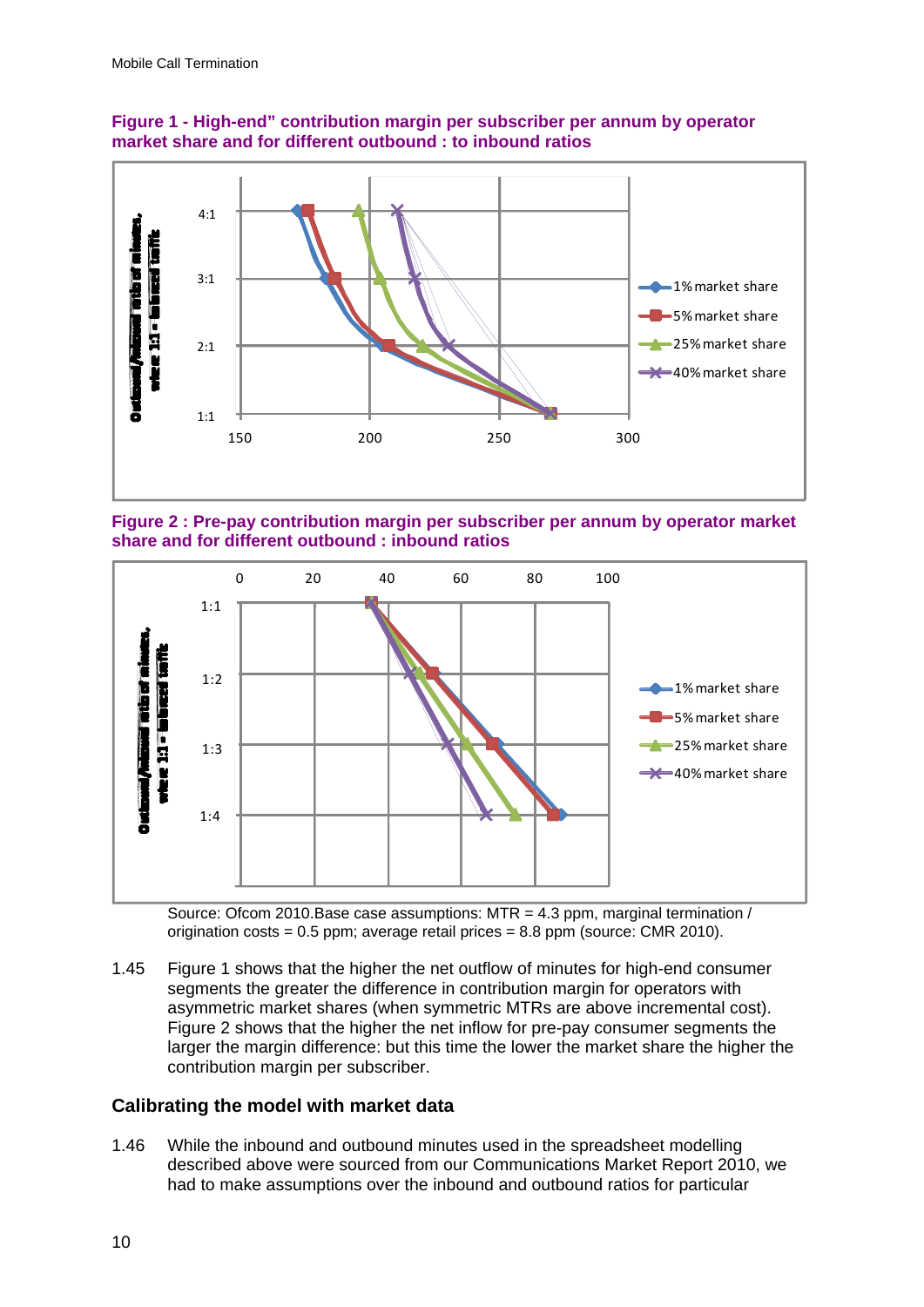**Figure 1 - High-end" contribution margin per subscriber per annum by operator market share and for different outbound : to inbound ratios**

**Figure 2 : Pre-pay contribution margin per subscriber per annum by operator market share and for different outbound : inbound ratios**

Source: Ofcom 2010.Base case assumptions: MTR = 4.3 ppm, marginal termination / origination costs = 0.5 ppm; average retail prices = 8.8 ppm (source: CMR 2010).

1.45 Figure 1 shows that the higher the net outflow of minutes for high-end consumer segments the greater the difference in contribution margin for operators with asymmetric market shares (when symmetric MTRs are above incremental cost). Figure 2 shows that the higher the net inflow for pre-pay consumer segments the larger the margin difference: but this time the lower the market share the higher the contribution margin per subscriber.

### Calibrating the model with market data

1.46 While the inbound and outbound minutes used in the spreadsheet modelling described above were sourced from our Communications Market Report 2010, we had to make assumptions over the inbound and outbound ratios for particular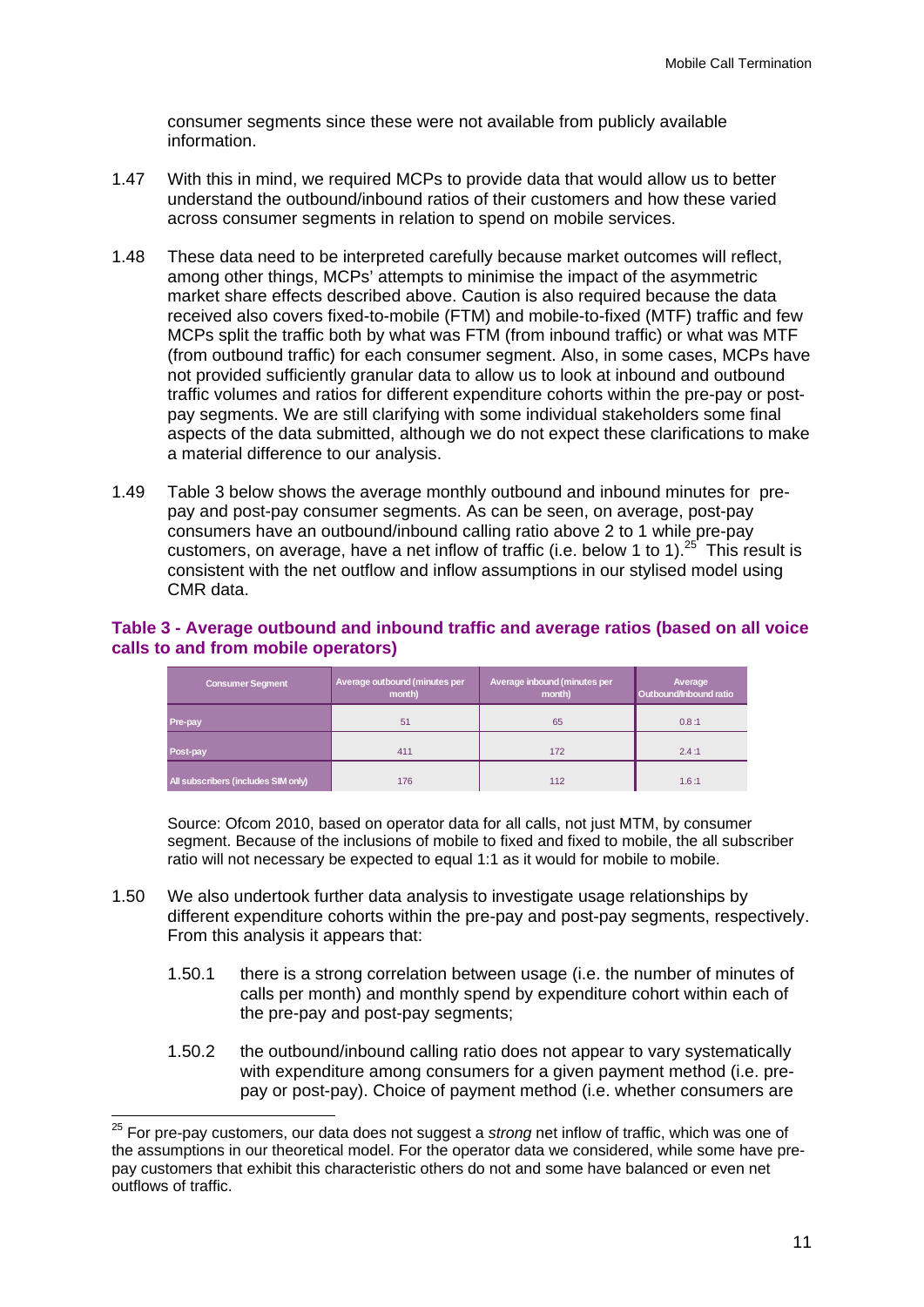consumer segments since these were not available from publicly available information.

1.47 With this in mind, we required MCPs to provide data that would allow us to better understand the outbound/inbound ratios of their customers and how these varied across consumer segments in relation to spend on mobile services.

1.48 These data need to be interpreted carefully because market outcomes will reflect, among other things, MCPs' attempts to minimise the impact of the asymmetric market share effects described above. Caution is also required because the data received also covers fixed-to-mobile (FTM) and mobile-to-fixed (MTF) traffic and few MCPs split the traffic both by what was FTM (from inbound traffic) or what was MTF (from outbound traffic) for each consumer segment. Also, in some cases, MCPs have not provided sufficiently granular data to allow us to look at inbound and outbound traffic volumes and ratios for different expenditure cohorts within the pre-pay or post-pay segments. We are still clarifying with some individual stakeholders some final aspects of the data submitted, although we do not expect these clarifications to make a material difference to our analysis.

1.49 Table 3 below shows the average monthly outbound and inbound minutes for pre-pay and post-pay consumer segments. As can be seen, on average, post-pay consumers have an outbound/inbound calling ratio above 2 to 1 while pre-pay customers, on average, have a net inflow of traffic (i.e. below 1 to 1).[25] This result is consistent with the net outflow and inflow assumptions in our stylised model using CMR data.

**Table 3 - Average outbound and inbound traffic and average ratios (based on all voice calls to and from mobile operators)**

| Consumer Segment | Average outbound (minutes per month) | Average inbound (minutes per month) | Average Outbound/Inbound ratio |
|---|---|---|---|
| Pre-pay | 51 | 65 | 0.8 :1 |
| Post-pay | 411 | 172 | 2.4 :1 |
| All subscribers (includes SIM only) | 176 | 112 | 1.6 :1 |

Source: Ofcom 2010, based on operator data for all calls, not just MTM, by consumer segment. Because of the inclusions of mobile to fixed and fixed to mobile, the all subscriber ratio will not necessary be expected to equal 1:1 as it would for mobile to mobile.

1.50 We also undertook further data analysis to investigate usage relationships by different expenditure cohorts within the pre-pay and post-pay segments, respectively. From this analysis it appears that:

1.50.1 there is a strong correlation between usage (i.e. the number of minutes of calls per month) and monthly spend by expenditure cohort within each of the pre-pay and post-pay segments;

1.50.2 the outbound/inbound calling ratio does not appear to vary systematically with expenditure among consumers for a given payment method (i.e. pre-pay or post-pay). Choice of payment method (i.e. whether consumers are

[25] For pre-pay customers, our data does not suggest a *strong* net inflow of traffic, which was one of the assumptions in our theoretical model. For the operator data we considered, while some have pre-pay customers that exhibit this characteristic others do not and some have balanced or even net outflows of traffic.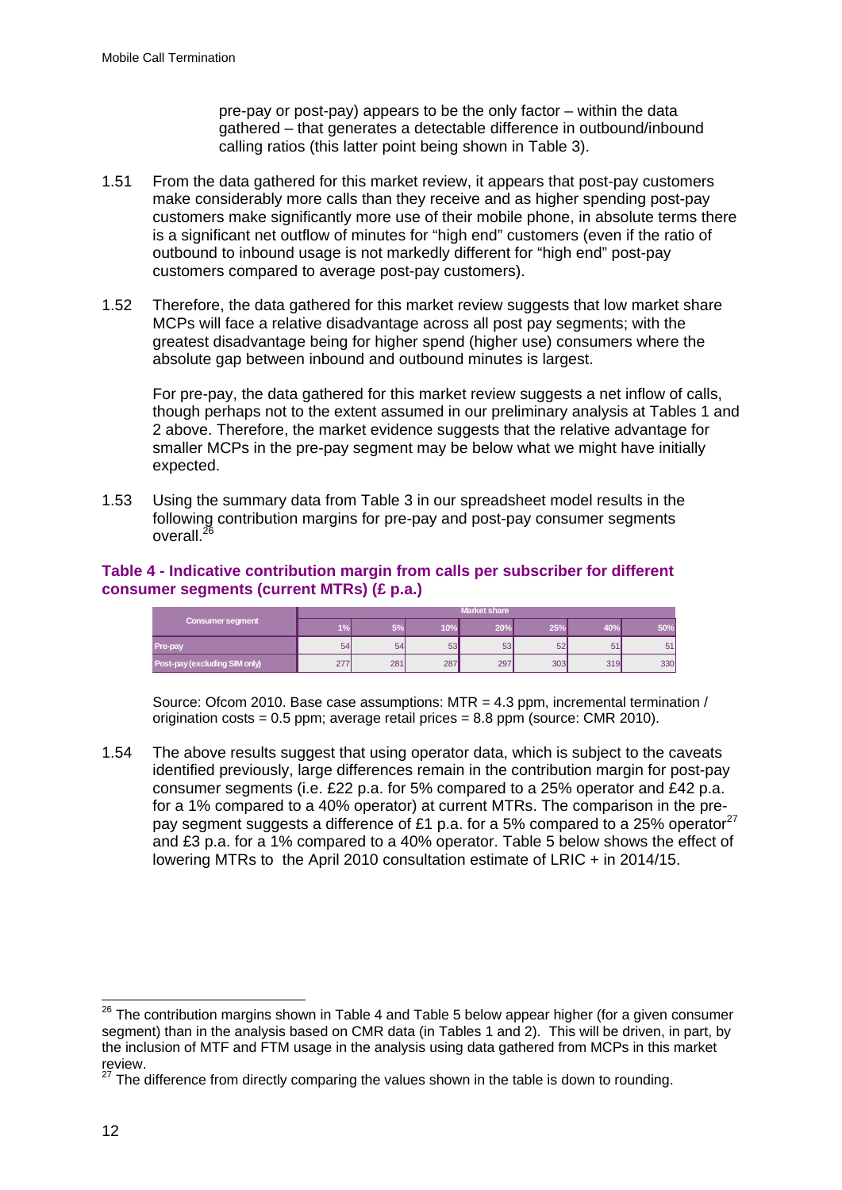pre-pay or post-pay) appears to be the only factor – within the data gathered – that generates a detectable difference in outbound/inbound calling ratios (this latter point being shown in Table 3).

1.51 From the data gathered for this market review, it appears that post-pay customers make considerably more calls than they receive and as higher spending post-pay customers make significantly more use of their mobile phone, in absolute terms there is a significant net outflow of minutes for "high end" customers (even if the ratio of outbound to inbound usage is not markedly different for "high end" post-pay customers compared to average post-pay customers).

1.52 Therefore, the data gathered for this market review suggests that low market share MCPs will face a relative disadvantage across all post pay segments; with the greatest disadvantage being for higher spend (higher use) consumers where the absolute gap between inbound and outbound minutes is largest.

For pre-pay, the data gathered for this market review suggests a net inflow of calls, though perhaps not to the extent assumed in our preliminary analysis at Tables 1 and 2 above. Therefore, the market evidence suggests that the relative advantage for smaller MCPs in the pre-pay segment may be below what we might have initially expected.

1.53 Using the summary data from Table 3 in our spreadsheet model results in the following contribution margins for pre-pay and post-pay consumer segments overall.[26]

**Table 4 - Indicative contribution margin from calls per subscriber for different consumer segments (current MTRs) (£ p.a.)**

| Consumer segment | Market share | | | | | | |
|---|---|---|---|---|---|---|---|
| | 1% | 5% | 10% | 20% | 25% | 40% | 50% |
| Pre-pay | 54 | 54 | 53 | 53 | 52 | 51 | 51 |
| Post-pay (excluding SIM only) | 277 | 281 | 287 | 297 | 303 | 319 | 330 |

Source: Ofcom 2010. Base case assumptions: MTR = 4.3 ppm, incremental termination / origination costs = 0.5 ppm; average retail prices = 8.8 ppm (source: CMR 2010).

1.54 The above results suggest that using operator data, which is subject to the caveats identified previously, large differences remain in the contribution margin for post-pay consumer segments (i.e. £22 p.a. for 5% compared to a 25% operator and £42 p.a. for a 1% compared to a 40% operator) at current MTRs. The comparison in the pre-pay segment suggests a difference of £1 p.a. for a 5% compared to a 25% operator[27] and £3 p.a. for a 1% compared to a 40% operator. Table 5 below shows the effect of lowering MTRs to the April 2010 consultation estimate of LRIC + in 2014/15.

---

[26] The contribution margins shown in Table 4 and Table 5 below appear higher (for a given consumer segment) than in the analysis based on CMR data (in Tables 1 and 2). This will be driven, in part, by the inclusion of MTF and FTM usage in the analysis using data gathered from MCPs in this market review.

[27] The difference from directly comparing the values shown in the table is down to rounding.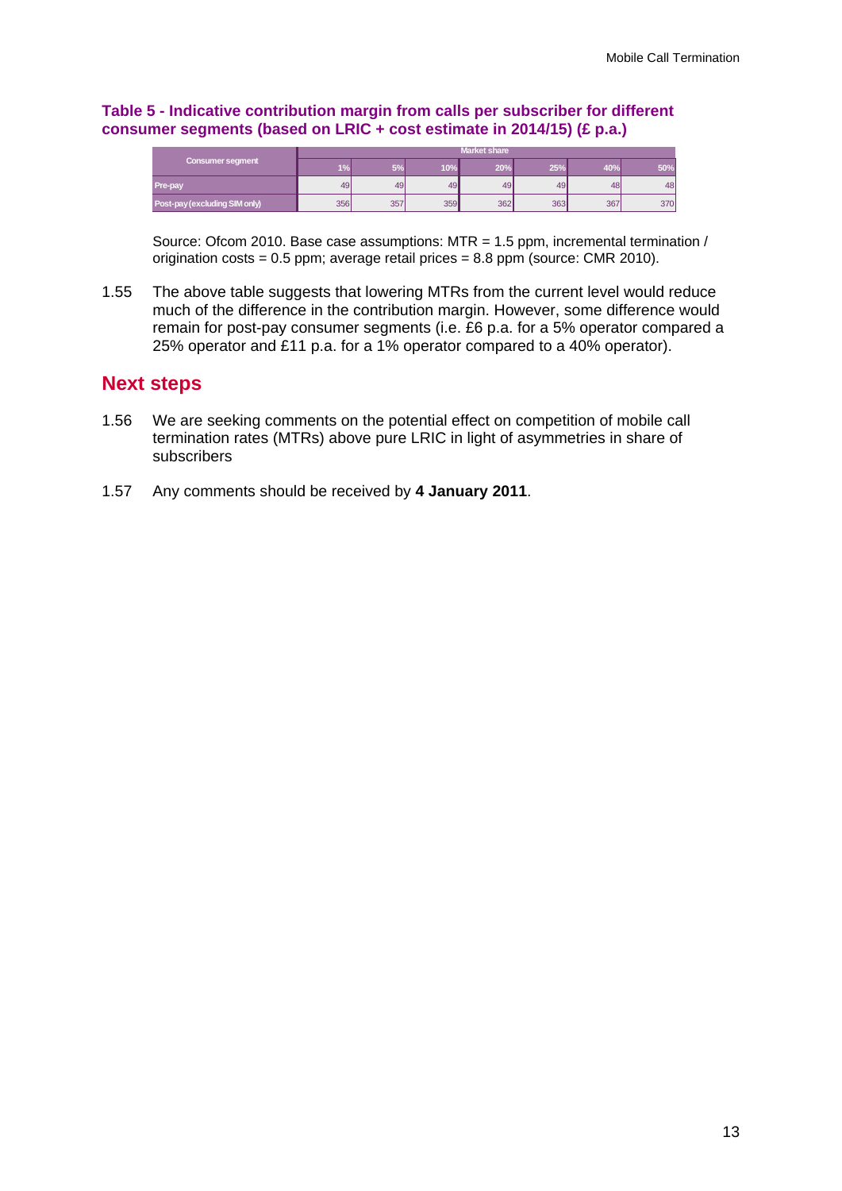**Table 5 - Indicative contribution margin from calls per subscriber for different consumer segments (based on LRIC + cost estimate in 2014/15) (£ p.a.)**

| Consumer segment | Market share | | | | | | |
|---|---|---|---|---|---|---|---|
| | 1% | 5% | 10% | 20% | 25% | 40% | 50% |
| Pre-pay | 49 | 49 | 49 | 49 | 49 | 48 | 48 |
| Post-pay (excluding SIM only) | 356 | 357 | 359 | 362 | 363 | 367 | 370 |

Source: Ofcom 2010. Base case assumptions: MTR = 1.5 ppm, incremental termination / origination costs = 0.5 ppm; average retail prices = 8.8 ppm (source: CMR 2010).

1.55 The above table suggests that lowering MTRs from the current level would reduce much of the difference in the contribution margin. However, some difference would remain for post-pay consumer segments (i.e. £6 p.a. for a 5% operator compared a 25% operator and £11 p.a. for a 1% operator compared to a 40% operator).

## Next steps

1.56 We are seeking comments on the potential effect on competition of mobile call termination rates (MTRs) above pure LRIC in light of asymmetries in share of subscribers

1.57 Any comments should be received by **4 January 2011**.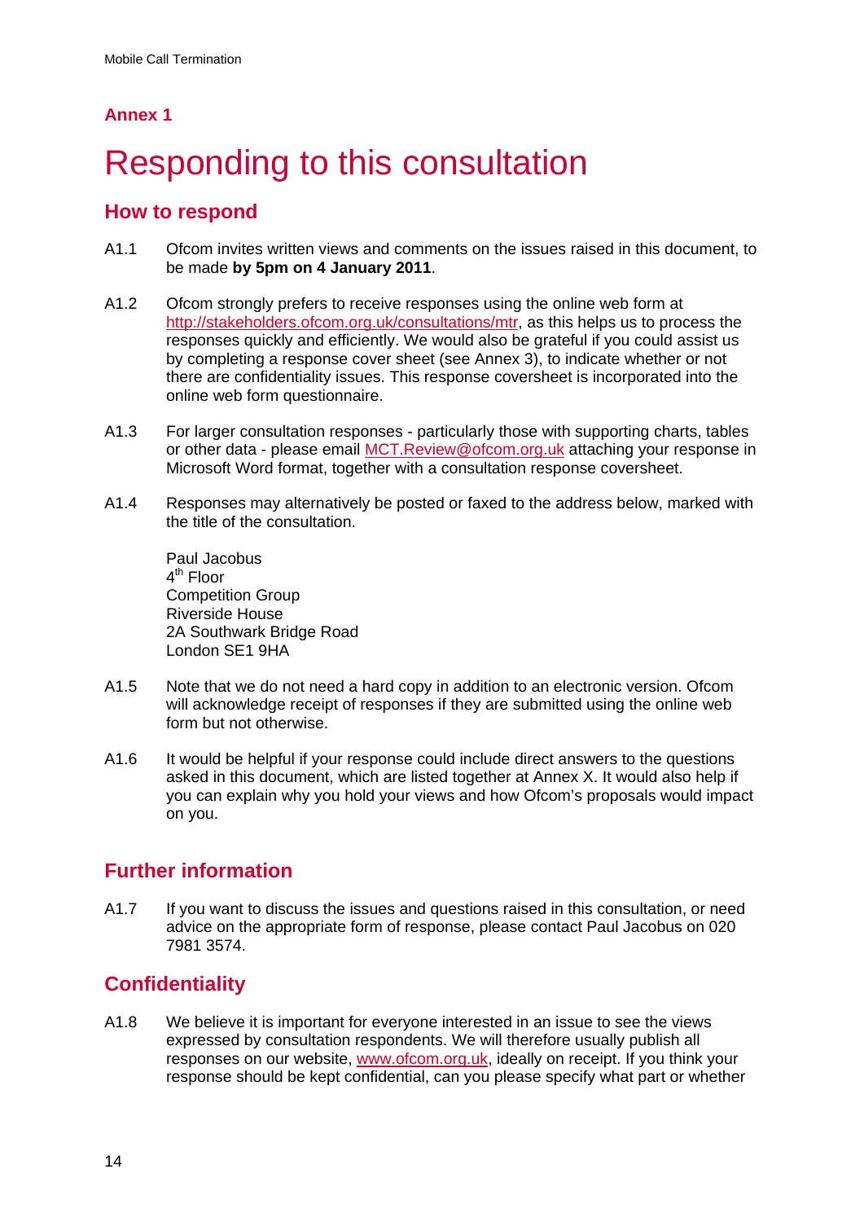## Annex 1

# Responding to this consultation

## How to respond

A1.1 Ofcom invites written views and comments on the issues raised in this document, to be made **by 5pm on 4 January 2011**.

A1.2 Ofcom strongly prefers to receive responses using the online web form at http://stakeholders.ofcom.org.uk/consultations/mtr, as this helps us to process the responses quickly and efficiently. We would also be grateful if you could assist us by completing a response cover sheet (see Annex 3), to indicate whether or not there are confidentiality issues. This response coversheet is incorporated into the online web form questionnaire.

A1.3 For larger consultation responses - particularly those with supporting charts, tables or other data - please email MCT.Review@ofcom.org.uk attaching your response in Microsoft Word format, together with a consultation response coversheet.

A1.4 Responses may alternatively be posted or faxed to the address below, marked with the title of the consultation.

Paul Jacobus
4th Floor
Competition Group
Riverside House
2A Southwark Bridge Road
London SE1 9HA

A1.5 Note that we do not need a hard copy in addition to an electronic version. Ofcom will acknowledge receipt of responses if they are submitted using the online web form but not otherwise.

A1.6 It would be helpful if your response could include direct answers to the questions asked in this document, which are listed together at Annex X. It would also help if you can explain why you hold your views and how Ofcom's proposals would impact on you.

## Further information

A1.7 If you want to discuss the issues and questions raised in this consultation, or need advice on the appropriate form of response, please contact Paul Jacobus on 020 7981 3574.

## Confidentiality

A1.8 We believe it is important for everyone interested in an issue to see the views expressed by consultation respondents. We will therefore usually publish all responses on our website, www.ofcom.org.uk, ideally on receipt. If you think your response should be kept confidential, can you please specify what part or whether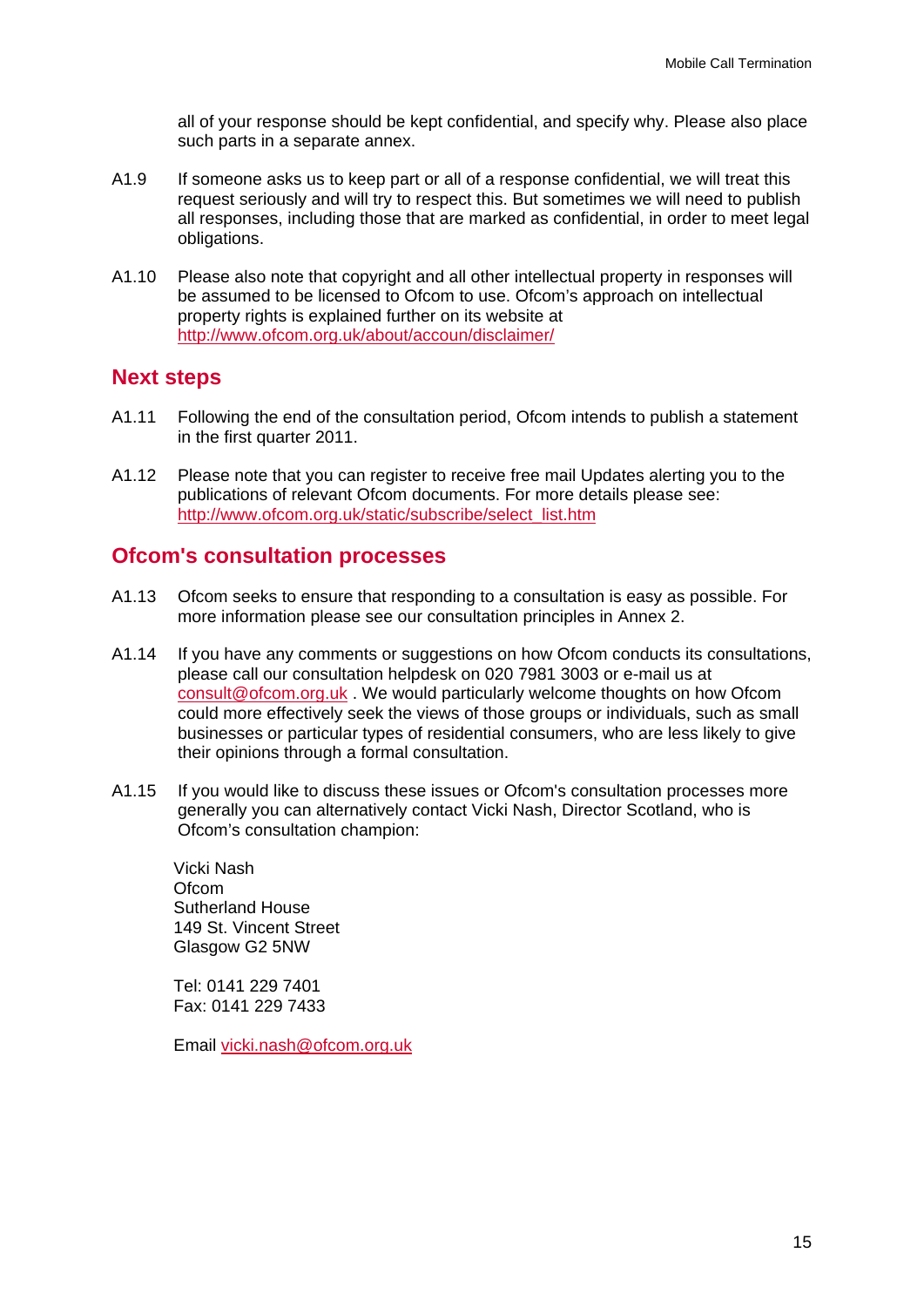all of your response should be kept confidential, and specify why. Please also place such parts in a separate annex.

A1.9 If someone asks us to keep part or all of a response confidential, we will treat this request seriously and will try to respect this. But sometimes we will need to publish all responses, including those that are marked as confidential, in order to meet legal obligations.

A1.10 Please also note that copyright and all other intellectual property in responses will be assumed to be licensed to Ofcom to use. Ofcom's approach on intellectual property rights is explained further on its website at http://www.ofcom.org.uk/about/accoun/disclaimer/

## Next steps

A1.11 Following the end of the consultation period, Ofcom intends to publish a statement in the first quarter 2011.

A1.12 Please note that you can register to receive free mail Updates alerting you to the publications of relevant Ofcom documents. For more details please see: http://www.ofcom.org.uk/static/subscribe/select_list.htm

## Ofcom's consultation processes

A1.13 Ofcom seeks to ensure that responding to a consultation is easy as possible. For more information please see our consultation principles in Annex 2.

A1.14 If you have any comments or suggestions on how Ofcom conducts its consultations, please call our consultation helpdesk on 020 7981 3003 or e-mail us at consult@ofcom.org.uk . We would particularly welcome thoughts on how Ofcom could more effectively seek the views of those groups or individuals, such as small businesses or particular types of residential consumers, who are less likely to give their opinions through a formal consultation.

A1.15 If you would like to discuss these issues or Ofcom's consultation processes more generally you can alternatively contact Vicki Nash, Director Scotland, who is Ofcom's consultation champion:

Vicki Nash
Ofcom
Sutherland House
149 St. Vincent Street
Glasgow G2 5NW

Tel: 0141 229 7401
Fax: 0141 229 7433

Email vicki.nash@ofcom.org.uk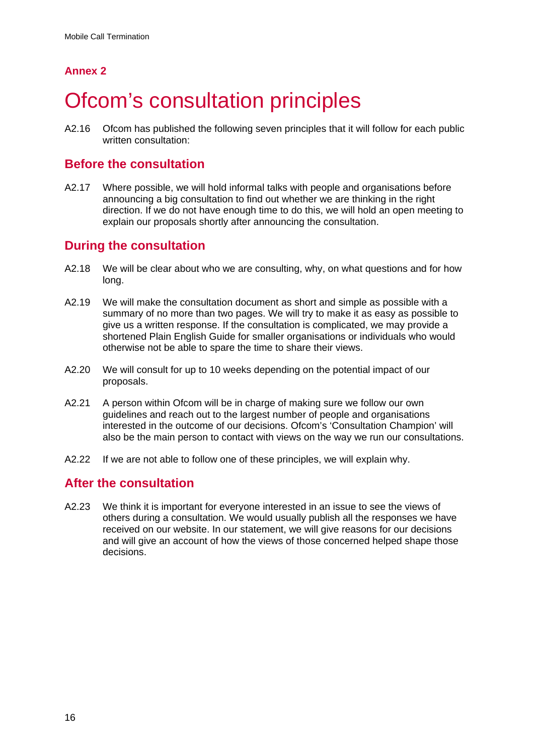## Annex 2

# Ofcom's consultation principles

A2.16 Ofcom has published the following seven principles that it will follow for each public written consultation:

## Before the consultation

A2.17 Where possible, we will hold informal talks with people and organisations before announcing a big consultation to find out whether we are thinking in the right direction. If we do not have enough time to do this, we will hold an open meeting to explain our proposals shortly after announcing the consultation.

## During the consultation

A2.18 We will be clear about who we are consulting, why, on what questions and for how long.

A2.19 We will make the consultation document as short and simple as possible with a summary of no more than two pages. We will try to make it as easy as possible to give us a written response. If the consultation is complicated, we may provide a shortened Plain English Guide for smaller organisations or individuals who would otherwise not be able to spare the time to share their views.

A2.20 We will consult for up to 10 weeks depending on the potential impact of our proposals.

A2.21 A person within Ofcom will be in charge of making sure we follow our own guidelines and reach out to the largest number of people and organisations interested in the outcome of our decisions. Ofcom's 'Consultation Champion' will also be the main person to contact with views on the way we run our consultations.

A2.22 If we are not able to follow one of these principles, we will explain why.

## After the consultation

A2.23 We think it is important for everyone interested in an issue to see the views of others during a consultation. We would usually publish all the responses we have received on our website. In our statement, we will give reasons for our decisions and will give an account of how the views of those concerned helped shape those decisions.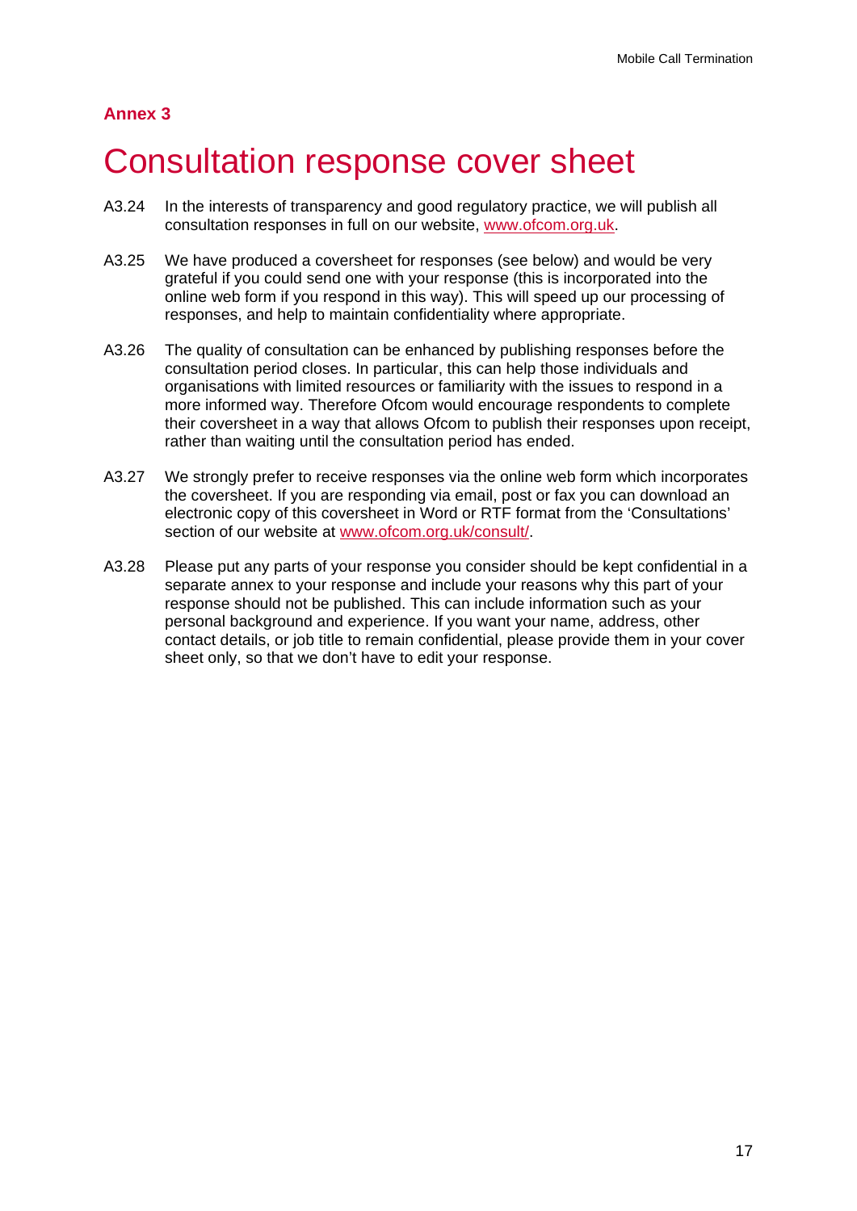## Annex 3

# Consultation response cover sheet

A3.24 In the interests of transparency and good regulatory practice, we will publish all consultation responses in full on our website, www.ofcom.org.uk.

A3.25 We have produced a coversheet for responses (see below) and would be very grateful if you could send one with your response (this is incorporated into the online web form if you respond in this way). This will speed up our processing of responses, and help to maintain confidentiality where appropriate.

A3.26 The quality of consultation can be enhanced by publishing responses before the consultation period closes. In particular, this can help those individuals and organisations with limited resources or familiarity with the issues to respond in a more informed way. Therefore Ofcom would encourage respondents to complete their coversheet in a way that allows Ofcom to publish their responses upon receipt, rather than waiting until the consultation period has ended.

A3.27 We strongly prefer to receive responses via the online web form which incorporates the coversheet. If you are responding via email, post or fax you can download an electronic copy of this coversheet in Word or RTF format from the 'Consultations' section of our website at www.ofcom.org.uk/consult/.

A3.28 Please put any parts of your response you consider should be kept confidential in a separate annex to your response and include your reasons why this part of your response should not be published. This can include information such as your personal background and experience. If you want your name, address, other contact details, or job title to remain confidential, please provide them in your cover sheet only, so that we don't have to edit your response.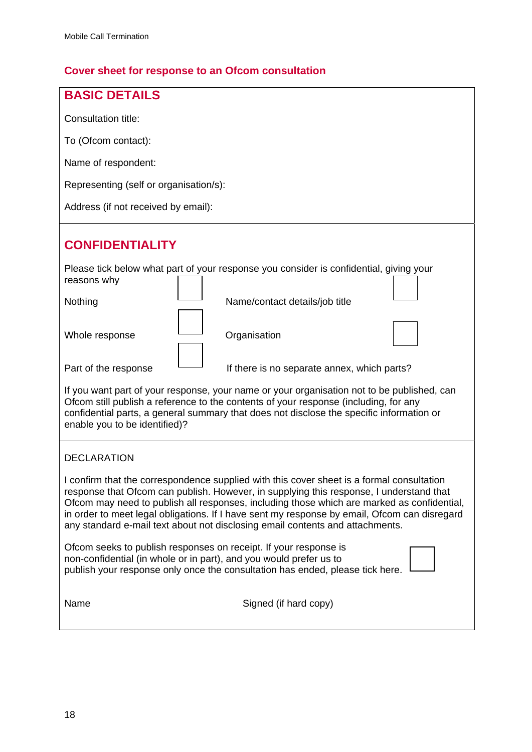## Cover sheet for response to an Ofcom consultation

### BASIC DETAILS

Consultation title:

To (Ofcom contact):

Name of respondent:

Representing (self or organisation/s):

Address (if not received by email):

### CONFIDENTIALITY

Please tick below what part of your response you consider is confidential, giving your reasons why

| | | | |
|---|---|---|---|
| Nothing | ☐ | Name/contact details/job title | ☐ |
| Whole response | ☐ | Organisation | ☐ |
| Part of the response | ☐ | If there is no separate annex, which parts? | |

If you want part of your response, your name or your organisation not to be published, can Ofcom still publish a reference to the contents of your response (including, for any confidential parts, a general summary that does not disclose the specific information or enable you to be identified)?

DECLARATION

I confirm that the correspondence supplied with this cover sheet is a formal consultation response that Ofcom can publish. However, in supplying this response, I understand that Ofcom may need to publish all responses, including those which are marked as confidential, in order to meet legal obligations. If I have sent my response by email, Ofcom can disregard any standard e-mail text about not disclosing email contents and attachments.

Ofcom seeks to publish responses on receipt. If your response is non-confidential (in whole or in part), and you would prefer us to publish your response only once the consultation has ended, please tick here. ☐

Name                                        Signed (if hard copy)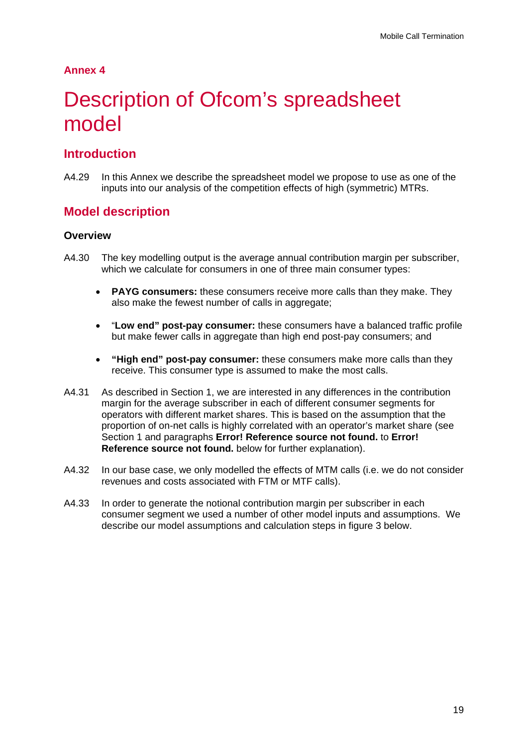## Annex 4

# Description of Ofcom's spreadsheet model

## Introduction

A4.29 In this Annex we describe the spreadsheet model we propose to use as one of the inputs into our analysis of the competition effects of high (symmetric) MTRs.

## Model description

### Overview

A4.30 The key modelling output is the average annual contribution margin per subscriber, which we calculate for consumers in one of three main consumer types:

- **PAYG consumers:** these consumers receive more calls than they make. They also make the fewest number of calls in aggregate;
- "**Low end" post-pay consumer:** these consumers have a balanced traffic profile but make fewer calls in aggregate than high end post-pay consumers; and
- **"High end" post-pay consumer:** these consumers make more calls than they receive. This consumer type is assumed to make the most calls.

A4.31 As described in Section 1, we are interested in any differences in the contribution margin for the average subscriber in each of different consumer segments for operators with different market shares. This is based on the assumption that the proportion of on-net calls is highly correlated with an operator's market share (see Section 1 and paragraphs **Error! Reference source not found.** to **Error! Reference source not found.** below for further explanation).

A4.32 In our base case, we only modelled the effects of MTM calls (i.e. we do not consider revenues and costs associated with FTM or MTF calls).

A4.33 In order to generate the notional contribution margin per subscriber in each consumer segment we used a number of other model inputs and assumptions. We describe our model assumptions and calculation steps in figure 3 below.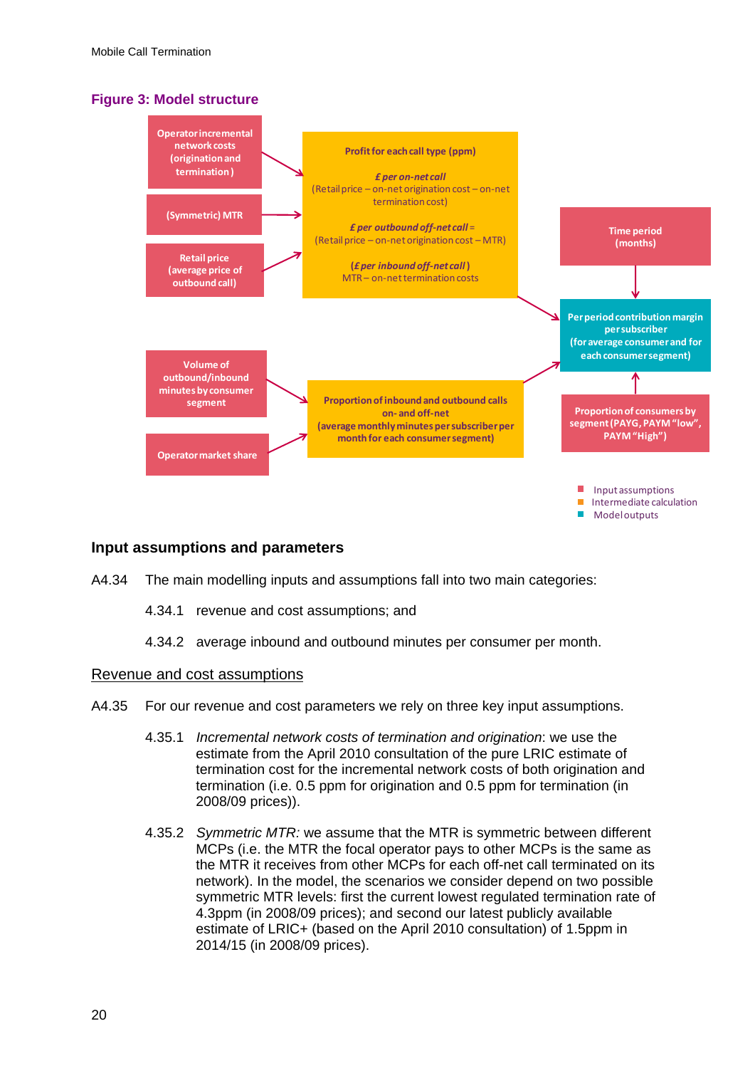**Figure 3: Model structure**

Operator incremental network costs (origination and termination)

(Symmetric) MTR

Retail price (average price of outbound call)

Profit for each call type (ppm)

*£ per on-net call*
(Retail price – on-net origination cost – on-net termination cost)

*£ per outbound off-net call* =
(Retail price – on-net origination cost – MTR)

(*£ per inbound off-net call*)
MTR – on-net termination costs

Time period (months)

Per period contribution margin per subscriber (for average consumer and for each consumer segment)

Volume of outbound/inbound minutes by consumer segment

Operator market share

Proportion of inbound and outbound calls on- and off-net (average monthly minutes per subscriber per month for each consumer segment)

Proportion of consumers by segment (PAYG, PAYM "low", PAYM "High")

Input assumptions
Intermediate calculation
Model outputs

## Input assumptions and parameters

A4.34 The main modelling inputs and assumptions fall into two main categories:

4.34.1 revenue and cost assumptions; and

4.34.2 average inbound and outbound minutes per consumer per month.

### Revenue and cost assumptions

A4.35 For our revenue and cost parameters we rely on three key input assumptions.

4.35.1 *Incremental network costs of termination and origination*: we use the estimate from the April 2010 consultation of the pure LRIC estimate of termination cost for the incremental network costs of both origination and termination (i.e. 0.5 ppm for origination and 0.5 ppm for termination (in 2008/09 prices)).

4.35.2 *Symmetric MTR:* we assume that the MTR is symmetric between different MCPs (i.e. the MTR the focal operator pays to other MCPs is the same as the MTR it receives from other MCPs for each off-net call terminated on its network). In the model, the scenarios we consider depend on two possible symmetric MTR levels: first the current lowest regulated termination rate of 4.3ppm (in 2008/09 prices); and second our latest publicly available estimate of LRIC+ (based on the April 2010 consultation) of 1.5ppm in 2014/15 (in 2008/09 prices).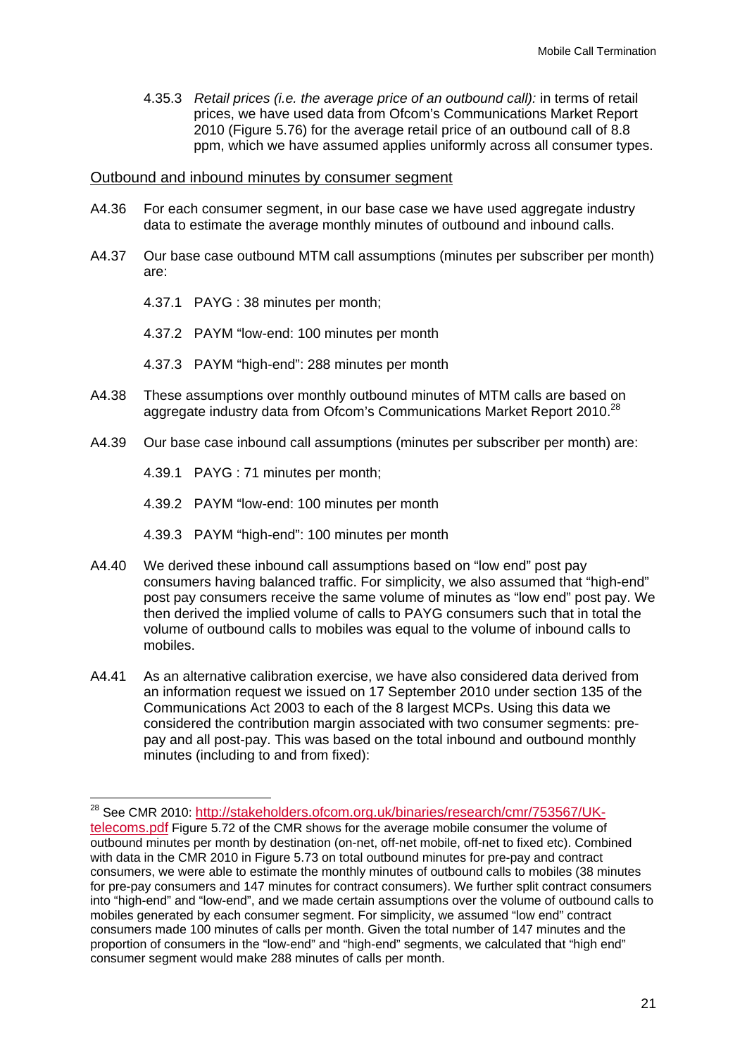4.35.3 *Retail prices (i.e. the average price of an outbound call):* in terms of retail prices, we have used data from Ofcom's Communications Market Report 2010 (Figure 5.76) for the average retail price of an outbound call of 8.8 ppm, which we have assumed applies uniformly across all consumer types.

Outbound and inbound minutes by consumer segment

A4.36 For each consumer segment, in our base case we have used aggregate industry data to estimate the average monthly minutes of outbound and inbound calls.

A4.37 Our base case outbound MTM call assumptions (minutes per subscriber per month) are:

4.37.1 PAYG : 38 minutes per month;

4.37.2 PAYM "low-end: 100 minutes per month

4.37.3 PAYM "high-end": 288 minutes per month

A4.38 These assumptions over monthly outbound minutes of MTM calls are based on aggregate industry data from Ofcom's Communications Market Report 2010.[28]

A4.39 Our base case inbound call assumptions (minutes per subscriber per month) are:

4.39.1 PAYG : 71 minutes per month;

4.39.2 PAYM "low-end: 100 minutes per month

4.39.3 PAYM "high-end": 100 minutes per month

A4.40 We derived these inbound call assumptions based on "low end" post pay consumers having balanced traffic. For simplicity, we also assumed that "high-end" post pay consumers receive the same volume of minutes as "low end" post pay. We then derived the implied volume of calls to PAYG consumers such that in total the volume of outbound calls to mobiles was equal to the volume of inbound calls to mobiles.

A4.41 As an alternative calibration exercise, we have also considered data derived from an information request we issued on 17 September 2010 under section 135 of the Communications Act 2003 to each of the 8 largest MCPs. Using this data we considered the contribution margin associated with two consumer segments: pre-pay and all post-pay. This was based on the total inbound and outbound monthly minutes (including to and from fixed):

---

[28] See CMR 2010: http://stakeholders.ofcom.org.uk/binaries/research/cmr/753567/UK-telecoms.pdf Figure 5.72 of the CMR shows for the average mobile consumer the volume of outbound minutes per month by destination (on-net, off-net mobile, off-net to fixed etc). Combined with data in the CMR 2010 in Figure 5.73 on total outbound minutes for pre-pay and contract consumers, we were able to estimate the monthly minutes of outbound calls to mobiles (38 minutes for pre-pay consumers and 147 minutes for contract consumers). We further split contract consumers into "high-end" and "low-end", and we made certain assumptions over the volume of outbound calls to mobiles generated by each consumer segment. For simplicity, we assumed "low end" contract consumers made 100 minutes of calls per month. Given the total number of 147 minutes and the proportion of consumers in the "low-end" and "high-end" segments, we calculated that "high end" consumer segment would make 288 minutes of calls per month.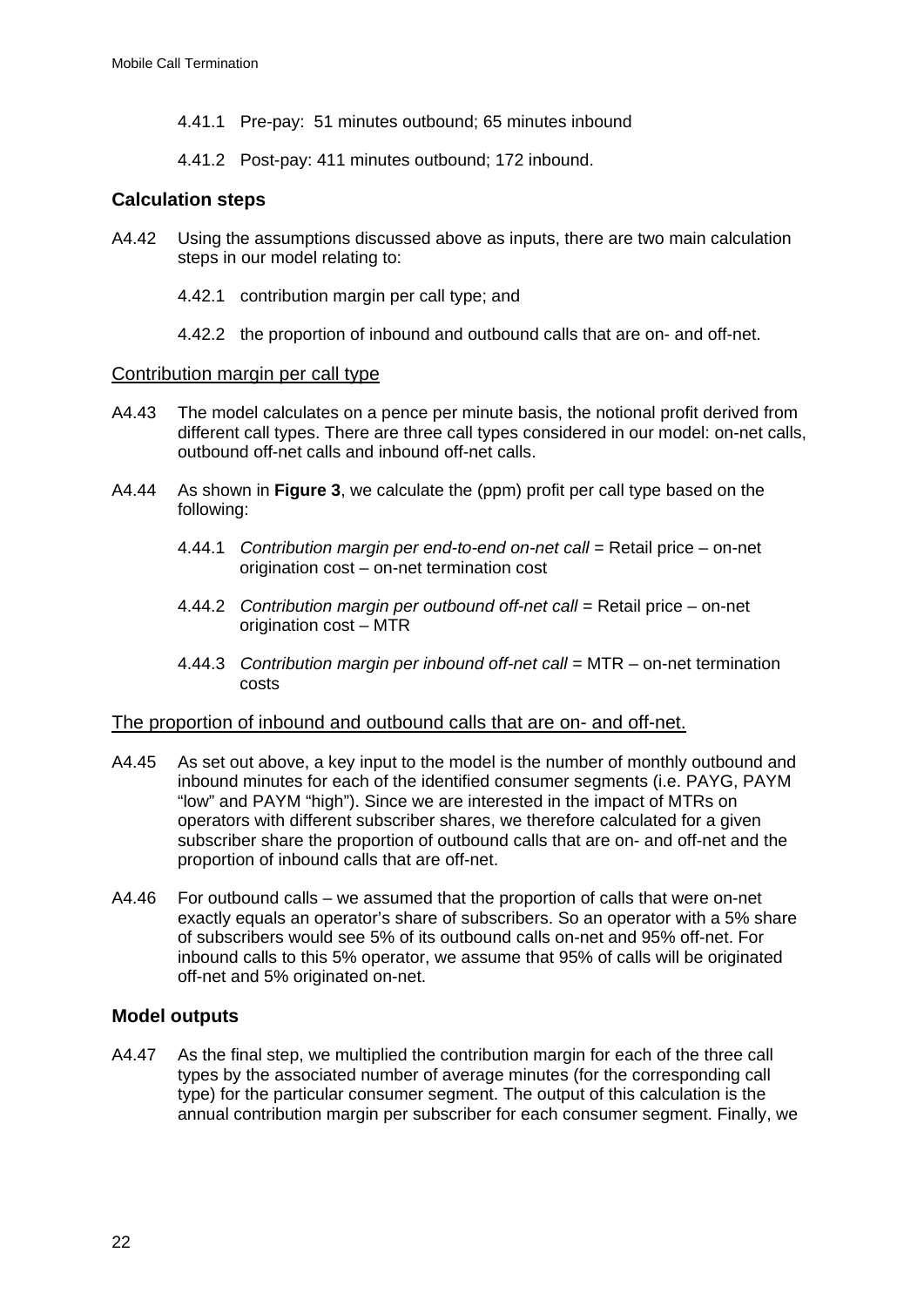4.41.1 Pre-pay: 51 minutes outbound; 65 minutes inbound

4.41.2 Post-pay: 411 minutes outbound; 172 inbound.

### Calculation steps

A4.42 Using the assumptions discussed above as inputs, there are two main calculation steps in our model relating to:

4.42.1 contribution margin per call type; and

4.42.2 the proportion of inbound and outbound calls that are on- and off-net.

<u>Contribution margin per call type</u>

A4.43 The model calculates on a pence per minute basis, the notional profit derived from different call types. There are three call types considered in our model: on-net calls, outbound off-net calls and inbound off-net calls.

A4.44 As shown in **Figure 3**, we calculate the (ppm) profit per call type based on the following:

4.44.1 *Contribution margin per end-to-end on-net call* = Retail price – on-net origination cost – on-net termination cost

4.44.2 *Contribution margin per outbound off-net call* = Retail price – on-net origination cost – MTR

4.44.3 *Contribution margin per inbound off-net call* = MTR – on-net termination costs

<u>The proportion of inbound and outbound calls that are on- and off-net.</u>

A4.45 As set out above, a key input to the model is the number of monthly outbound and inbound minutes for each of the identified consumer segments (i.e. PAYG, PAYM "low" and PAYM "high"). Since we are interested in the impact of MTRs on operators with different subscriber shares, we therefore calculated for a given subscriber share the proportion of outbound calls that are on- and off-net and the proportion of inbound calls that are off-net.

A4.46 For outbound calls – we assumed that the proportion of calls that were on-net exactly equals an operator's share of subscribers. So an operator with a 5% share of subscribers would see 5% of its outbound calls on-net and 95% off-net. For inbound calls to this 5% operator, we assume that 95% of calls will be originated off-net and 5% originated on-net.

### Model outputs

A4.47 As the final step, we multiplied the contribution margin for each of the three call types by the associated number of average minutes (for the corresponding call type) for the particular consumer segment. The output of this calculation is the annual contribution margin per subscriber for each consumer segment. Finally, we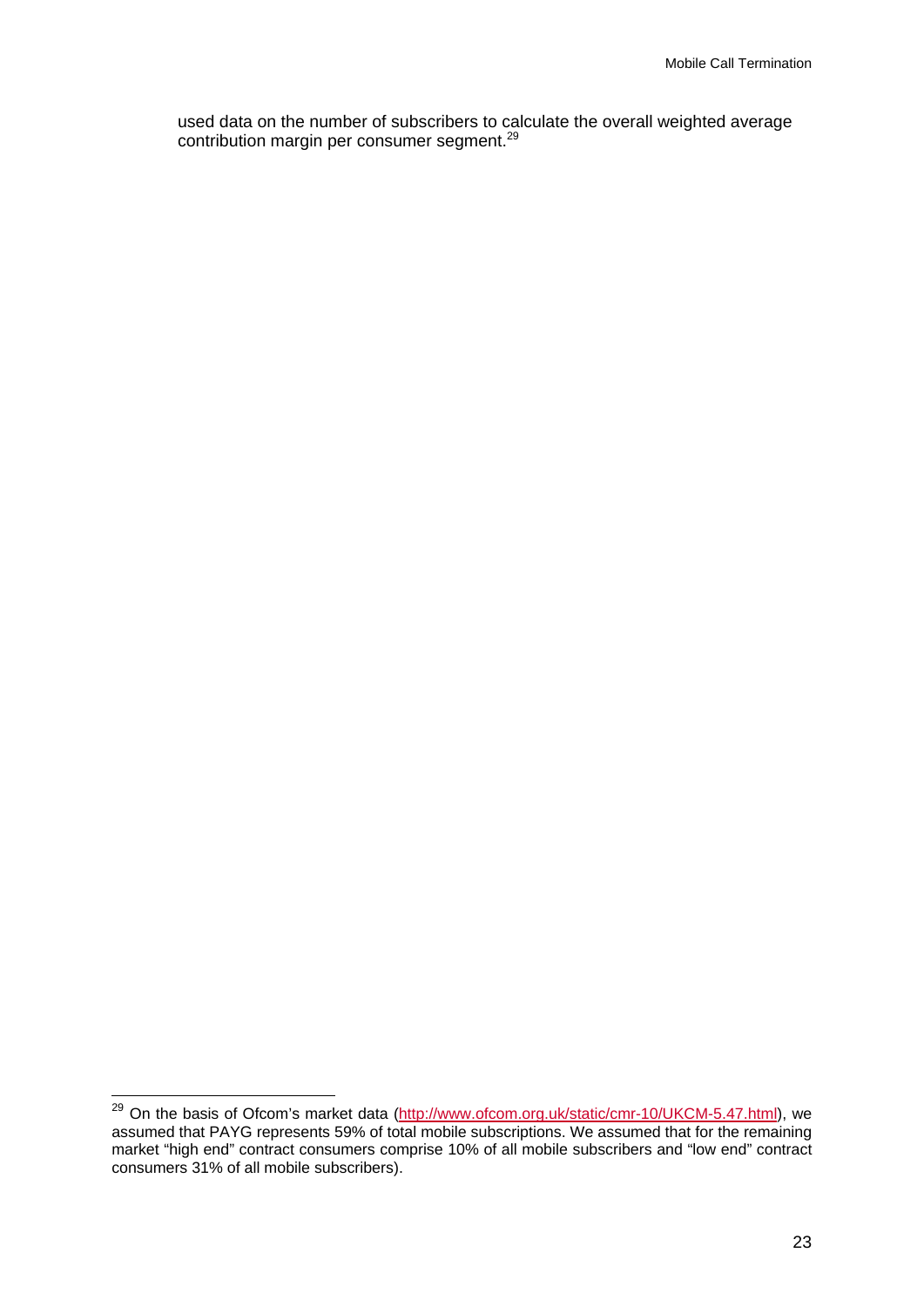used data on the number of subscribers to calculate the overall weighted average contribution margin per consumer segment.[29]

---

[29] On the basis of Ofcom's market data (http://www.ofcom.org.uk/static/cmr-10/UKCM-5.47.html), we assumed that PAYG represents 59% of total mobile subscriptions. We assumed that for the remaining market "high end" contract consumers comprise 10% of all mobile subscribers and "low end" contract consumers 31% of all mobile subscribers).